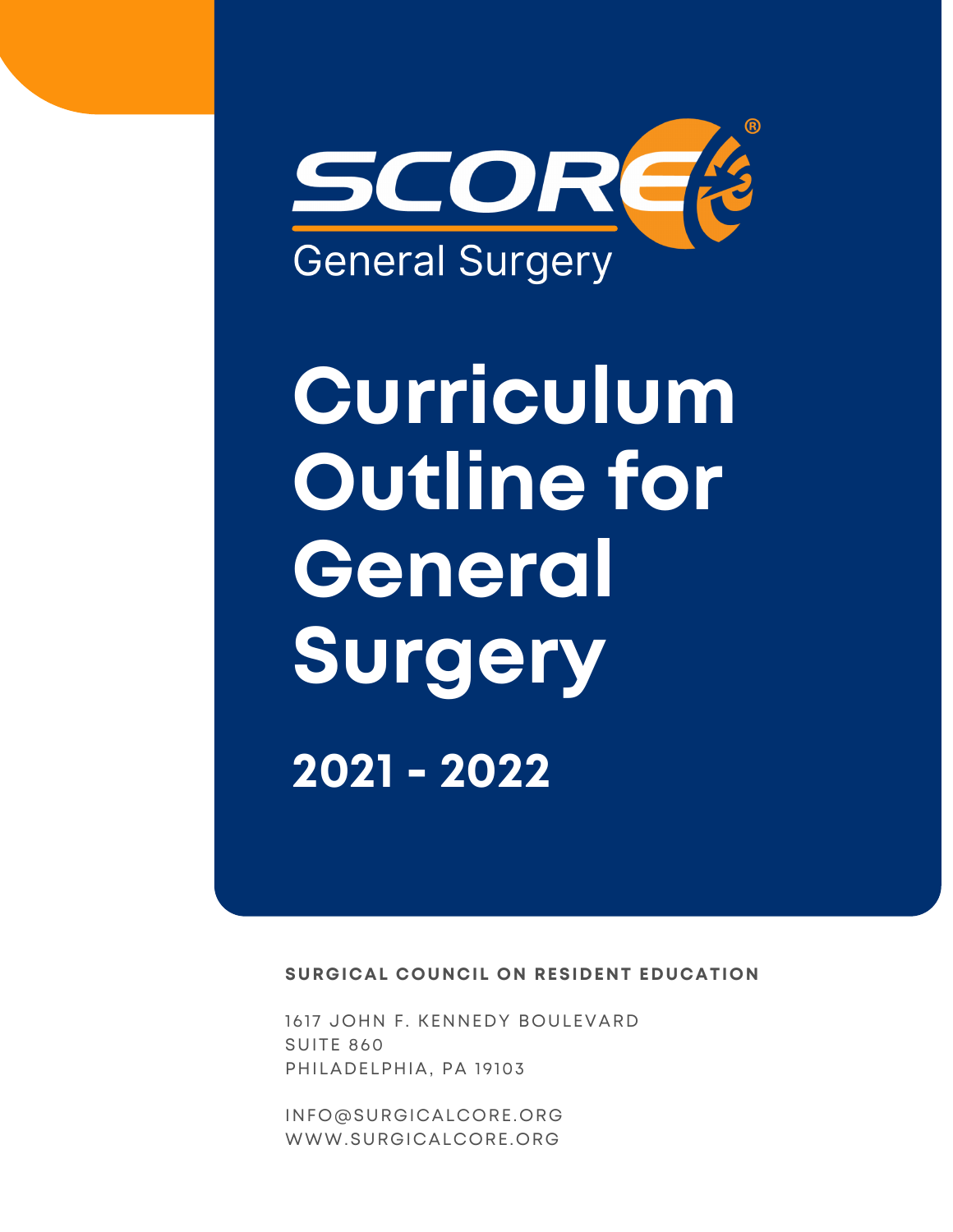SCORE®

General Surgery

# Curriculum Outline for General Surgery

## 2021 - 2022

**SURGICAL COUNCIL ON RESIDENT EDUCATION**

1617 JOHN F. KENNEDY BOULEVARD
SUITE 860
PHILADELPHIA, PA 19103

INFO@SURGICALCORE.ORG
WWW.SURGICALCORE.ORG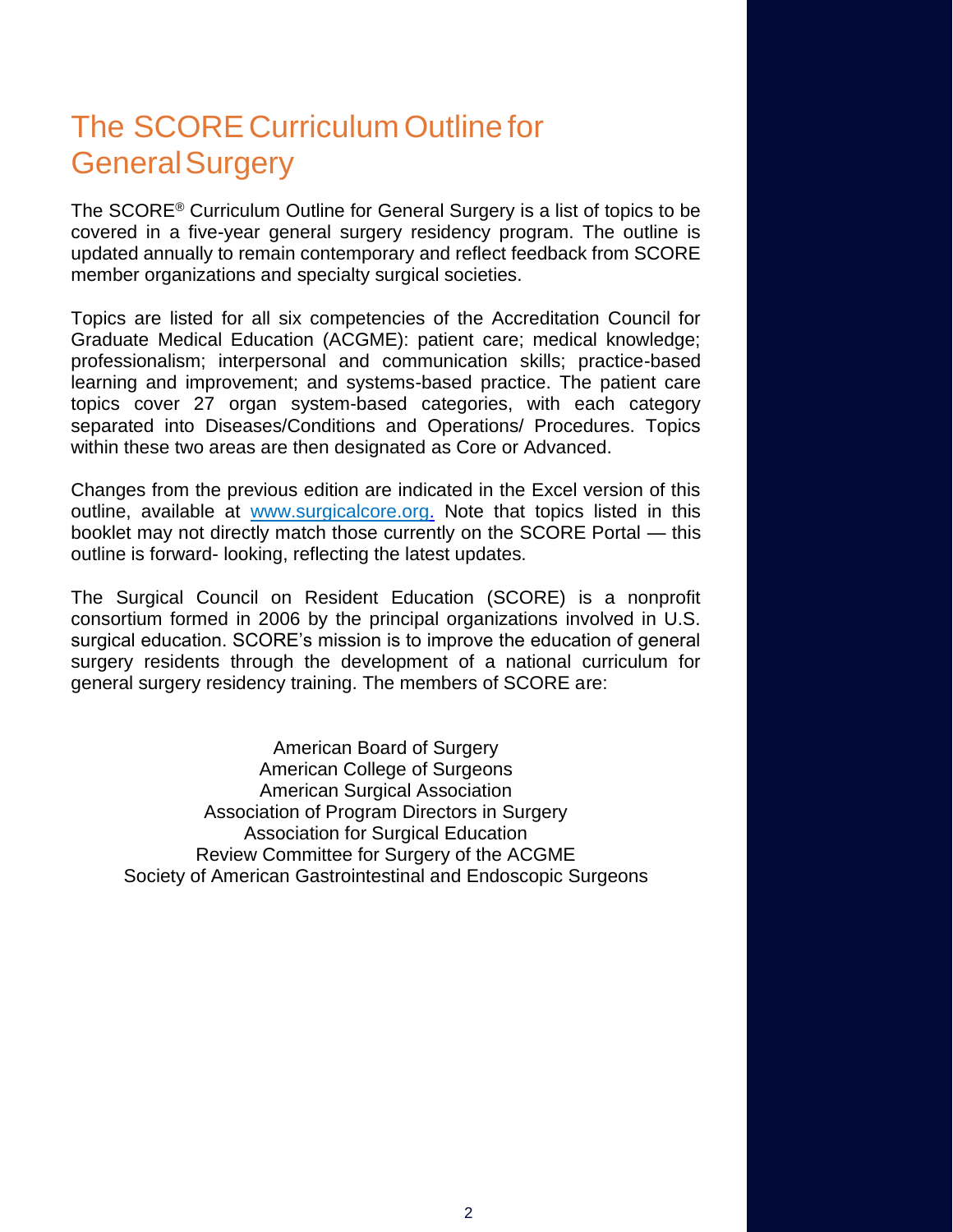# The SCORE Curriculum Outline for General Surgery

The SCORE® Curriculum Outline for General Surgery is a list of topics to be covered in a five-year general surgery residency program. The outline is updated annually to remain contemporary and reflect feedback from SCORE member organizations and specialty surgical societies.

Topics are listed for all six competencies of the Accreditation Council for Graduate Medical Education (ACGME): patient care; medical knowledge; professionalism; interpersonal and communication skills; practice-based learning and improvement; and systems-based practice. The patient care topics cover 27 organ system-based categories, with each category separated into Diseases/Conditions and Operations/ Procedures. Topics within these two areas are then designated as Core or Advanced.

Changes from the previous edition are indicated in the Excel version of this outline, available at [www.surgicalcore.org.](http://www.surgicalcore.org) Note that topics listed in this booklet may not directly match those currently on the SCORE Portal — this outline is forward- looking, reflecting the latest updates.

The Surgical Council on Resident Education (SCORE) is a nonprofit consortium formed in 2006 by the principal organizations involved in U.S. surgical education. SCORE's mission is to improve the education of general surgery residents through the development of a national curriculum for general surgery residency training. The members of SCORE are:

American Board of Surgery
American College of Surgeons
American Surgical Association
Association of Program Directors in Surgery
Association for Surgical Education
Review Committee for Surgery of the ACGME
Society of American Gastrointestinal and Endoscopic Surgeons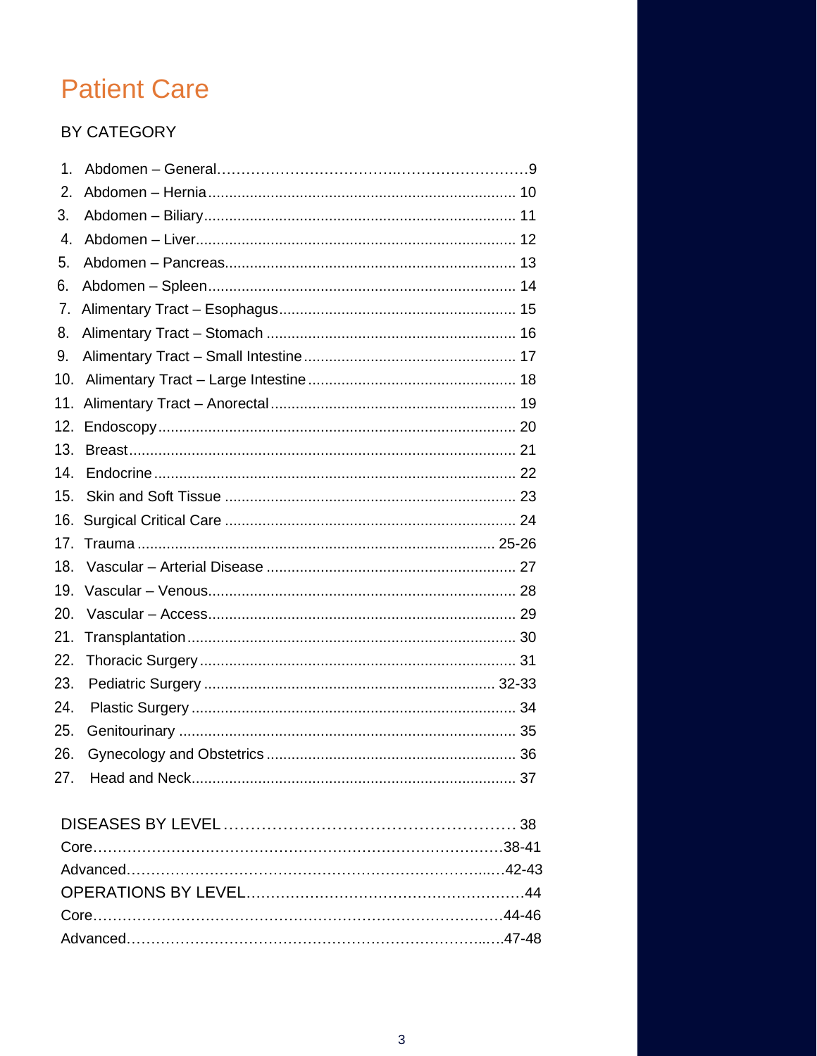# Patient Care

## BY CATEGORY

1. Abdomen – General ........................................................ 9
2. Abdomen – Hernia ........................................................ 10
3. Abdomen – Biliary ........................................................ 11
4. Abdomen – Liver ........................................................ 12
5. Abdomen – Pancreas ........................................................ 13
6. Abdomen – Spleen ........................................................ 14
7. Alimentary Tract – Esophagus ........................................................ 15
8. Alimentary Tract – Stomach ........................................................ 16
9. Alimentary Tract – Small Intestine ........................................................ 17
10. Alimentary Tract – Large Intestine ........................................................ 18
11. Alimentary Tract – Anorectal ........................................................ 19
12. Endoscopy ........................................................ 20
13. Breast ........................................................ 21
14. Endocrine ........................................................ 22
15. Skin and Soft Tissue ........................................................ 23
16. Surgical Critical Care ........................................................ 24
17. Trauma ........................................................ 25-26
18. Vascular – Arterial Disease ........................................................ 27
19. Vascular – Venous ........................................................ 28
20. Vascular – Access ........................................................ 29
21. Transplantation ........................................................ 30
22. Thoracic Surgery ........................................................ 31
23. Pediatric Surgery ........................................................ 32-33
24. Plastic Surgery ........................................................ 34
25. Genitourinary ........................................................ 35
26. Gynecology and Obstetrics ........................................................ 36
27. Head and Neck ........................................................ 37

DISEASES BY LEVEL ........................................................ 38

Core ........................................................ 38-41

Advanced ........................................................ 42-43

OPERATIONS BY LEVEL ........................................................ 44

Core ........................................................ 44-46

Advanced ........................................................ 47-48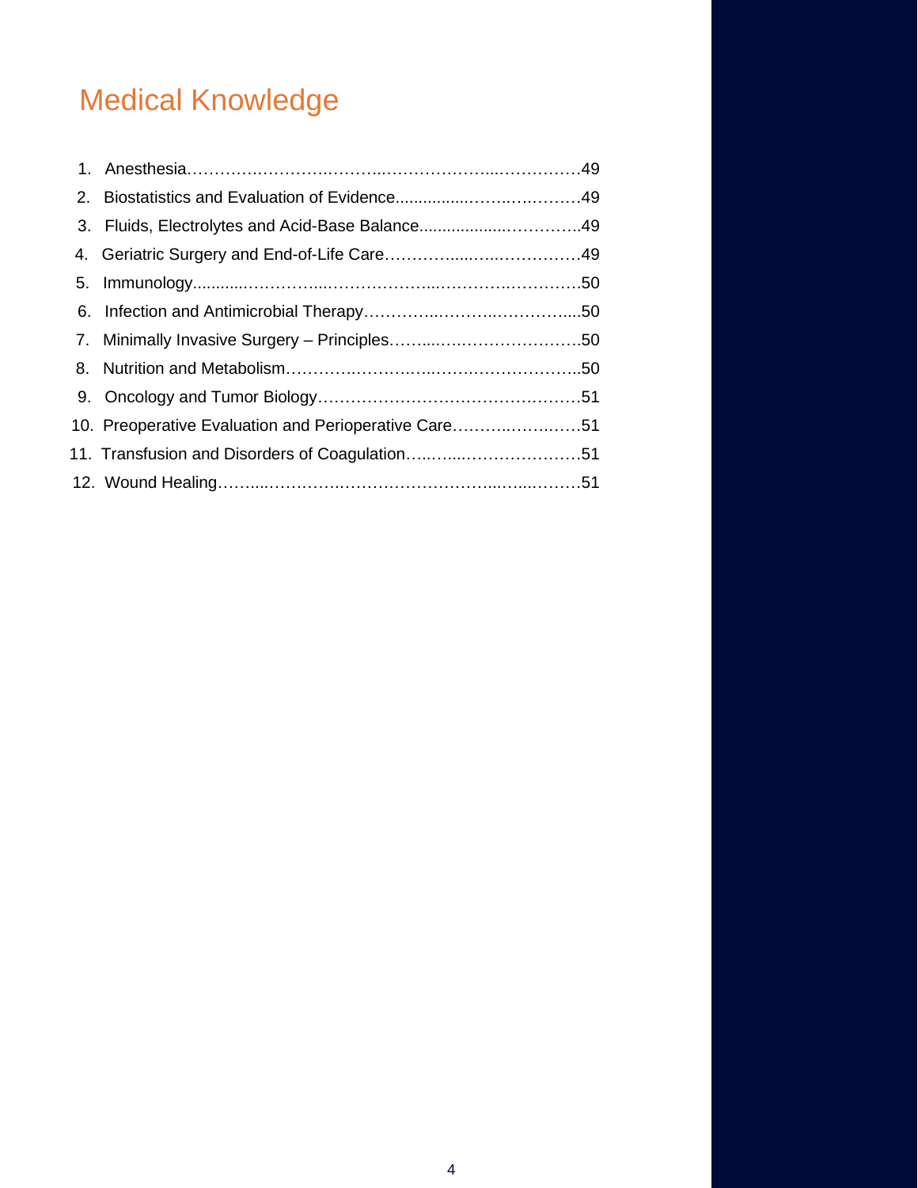# Medical Knowledge

1. Anesthesia……………………………………………………………49
2. Biostatistics and Evaluation of Evidence…………………………49
3. Fluids, Electrolytes and Acid-Base Balance………………………49
4. Geriatric Surgery and End-of-Life Care……………………………49
5. Immunology……………………………………………………………50
6. Infection and Antimicrobial Therapy………………………………50
7. Minimally Invasive Surgery – Principles……………………………50
8. Nutrition and Metabolism……………………………………………50
9. Oncology and Tumor Biology…………………………………………51
10. Preoperative Evaluation and Perioperative Care…………………51
11. Transfusion and Disorders of Coagulation…………………………51
12. Wound Healing…………………………………………………………51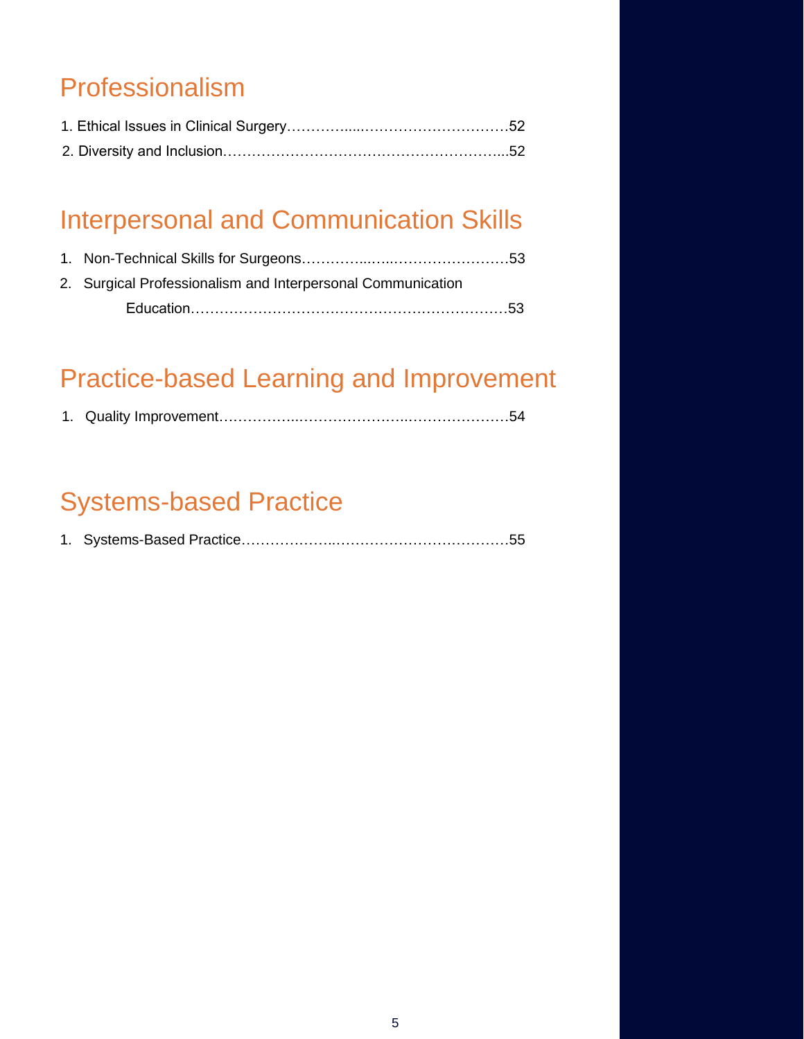## Professionalism

1. Ethical Issues in Clinical Surgery……………...…………………………52
2. Diversity and Inclusion…………………………….……………………...52

## Interpersonal and Communication Skills

1. Non-Technical Skills for Surgeons…………...…...……………………53
2. Surgical Professionalism and Interpersonal Communication Education……………………………….…………….……………53

## Practice-based Learning and Improvement

1. Quality Improvement……………..……………………..…………………54

## Systems-based Practice

1. Systems-Based Practice………………..………………….……………55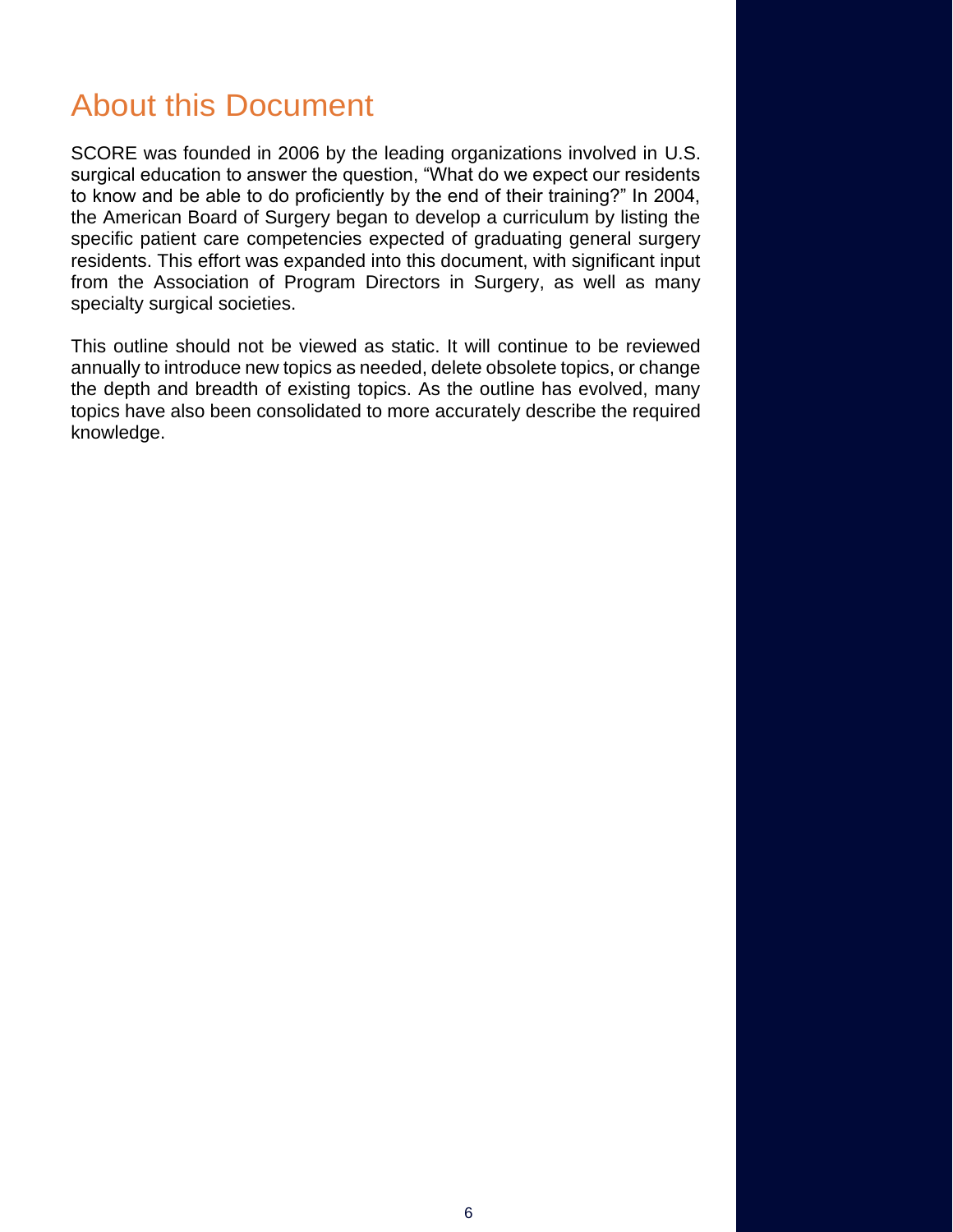# About this Document

SCORE was founded in 2006 by the leading organizations involved in U.S. surgical education to answer the question, "What do we expect our residents to know and be able to do proficiently by the end of their training?" In 2004, the American Board of Surgery began to develop a curriculum by listing the specific patient care competencies expected of graduating general surgery residents. This effort was expanded into this document, with significant input from the Association of Program Directors in Surgery, as well as many specialty surgical societies.

This outline should not be viewed as static. It will continue to be reviewed annually to introduce new topics as needed, delete obsolete topics, or change the depth and breadth of existing topics. As the outline has evolved, many topics have also been consolidated to more accurately describe the required knowledge.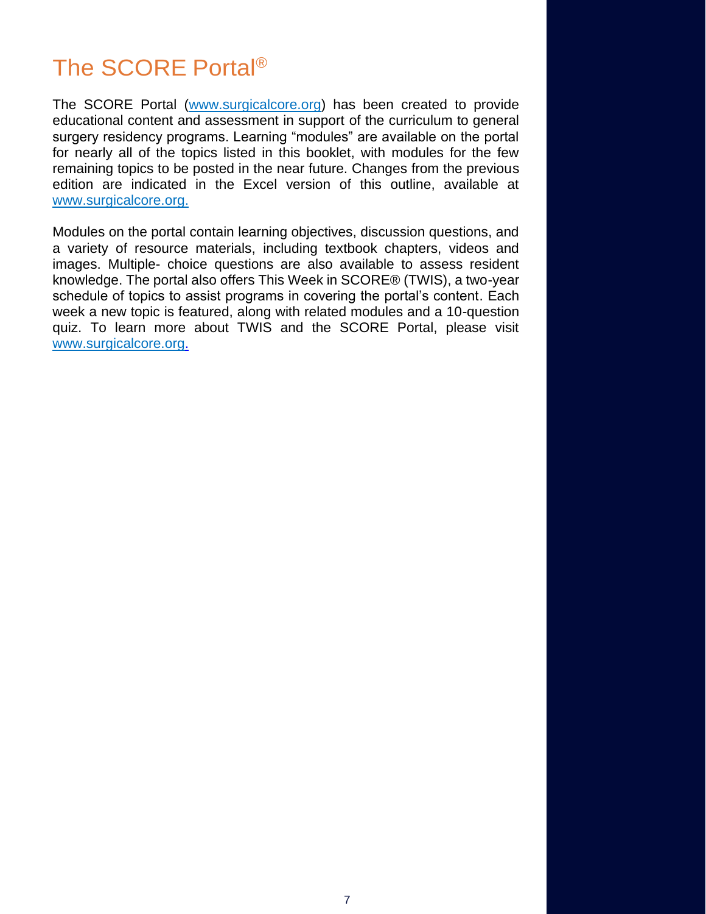# The SCORE Portal®

The SCORE Portal (www.surgicalcore.org) has been created to provide educational content and assessment in support of the curriculum to general surgery residency programs. Learning "modules" are available on the portal for nearly all of the topics listed in this booklet, with modules for the few remaining topics to be posted in the near future. Changes from the previous edition are indicated in the Excel version of this outline, available at www.surgicalcore.org.

Modules on the portal contain learning objectives, discussion questions, and a variety of resource materials, including textbook chapters, videos and images. Multiple- choice questions are also available to assess resident knowledge. The portal also offers This Week in SCORE® (TWIS), a two-year schedule of topics to assist programs in covering the portal's content. Each week a new topic is featured, along with related modules and a 10-question quiz. To learn more about TWIS and the SCORE Portal, please visit www.surgicalcore.org.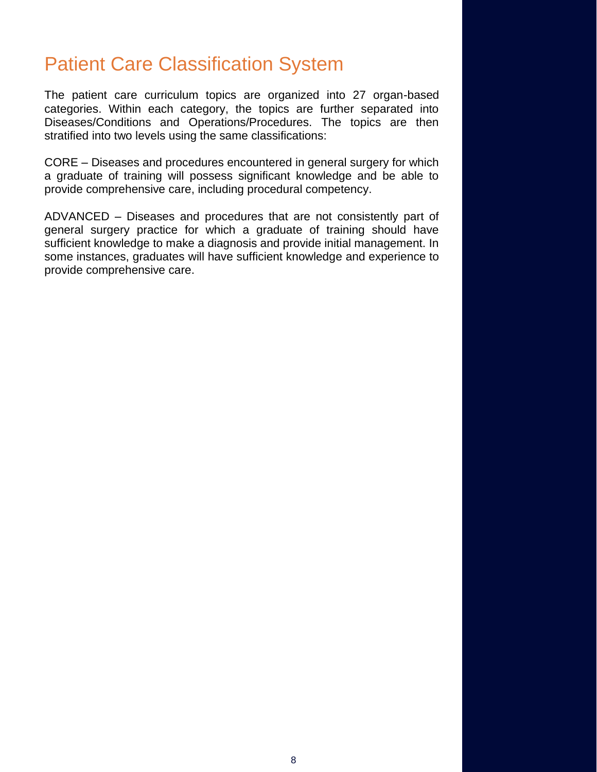# Patient Care Classification System

The patient care curriculum topics are organized into 27 organ-based categories. Within each category, the topics are further separated into Diseases/Conditions and Operations/Procedures. The topics are then stratified into two levels using the same classifications:

CORE – Diseases and procedures encountered in general surgery for which a graduate of training will possess significant knowledge and be able to provide comprehensive care, including procedural competency.

ADVANCED – Diseases and procedures that are not consistently part of general surgery practice for which a graduate of training should have sufficient knowledge to make a diagnosis and provide initial management. In some instances, graduates will have sufficient knowledge and experience to provide comprehensive care.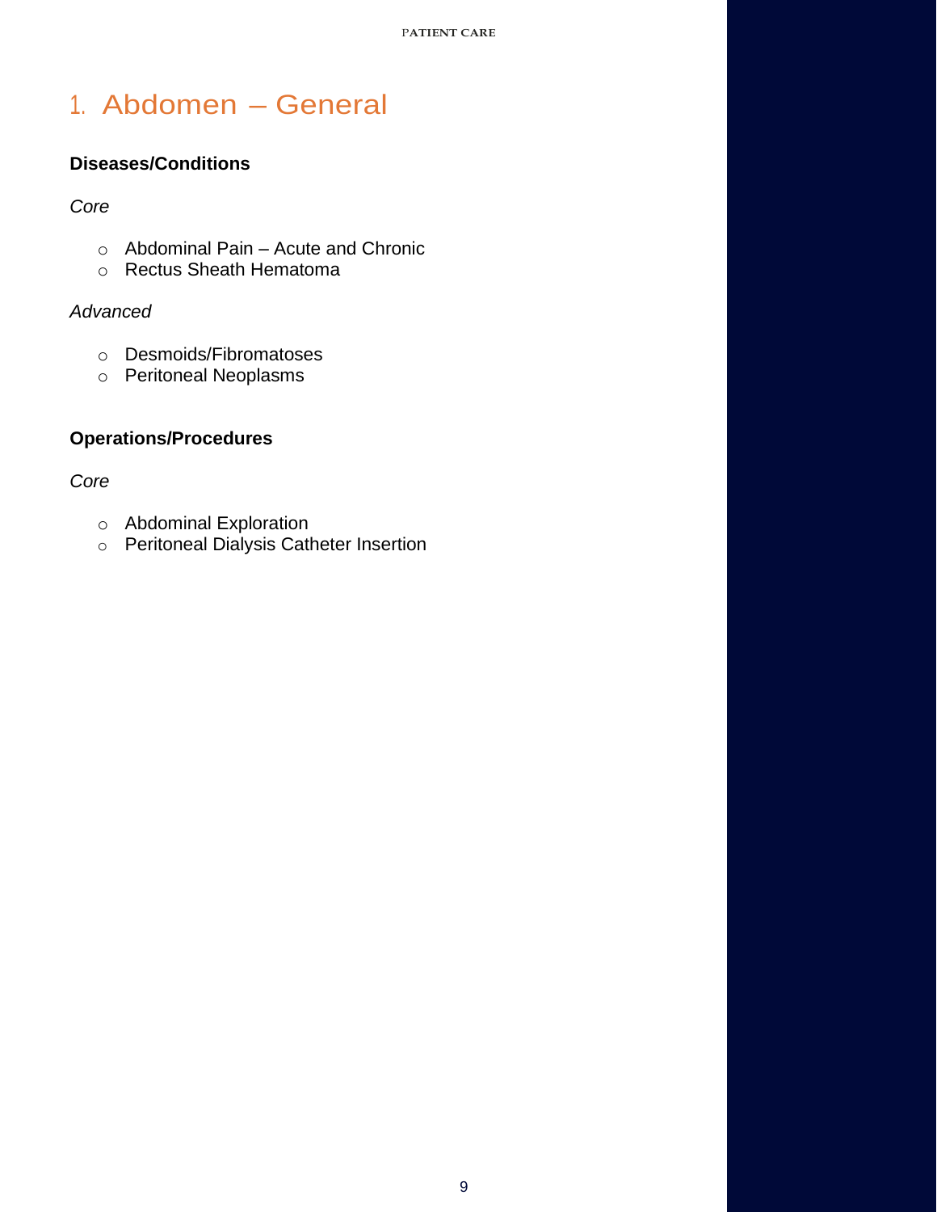# 1. Abdomen – General

**Diseases/Conditions**

*Core*

- Abdominal Pain – Acute and Chronic
- Rectus Sheath Hematoma

*Advanced*

- Desmoids/Fibromatoses
- Peritoneal Neoplasms

**Operations/Procedures**

*Core*

- Abdominal Exploration
- Peritoneal Dialysis Catheter Insertion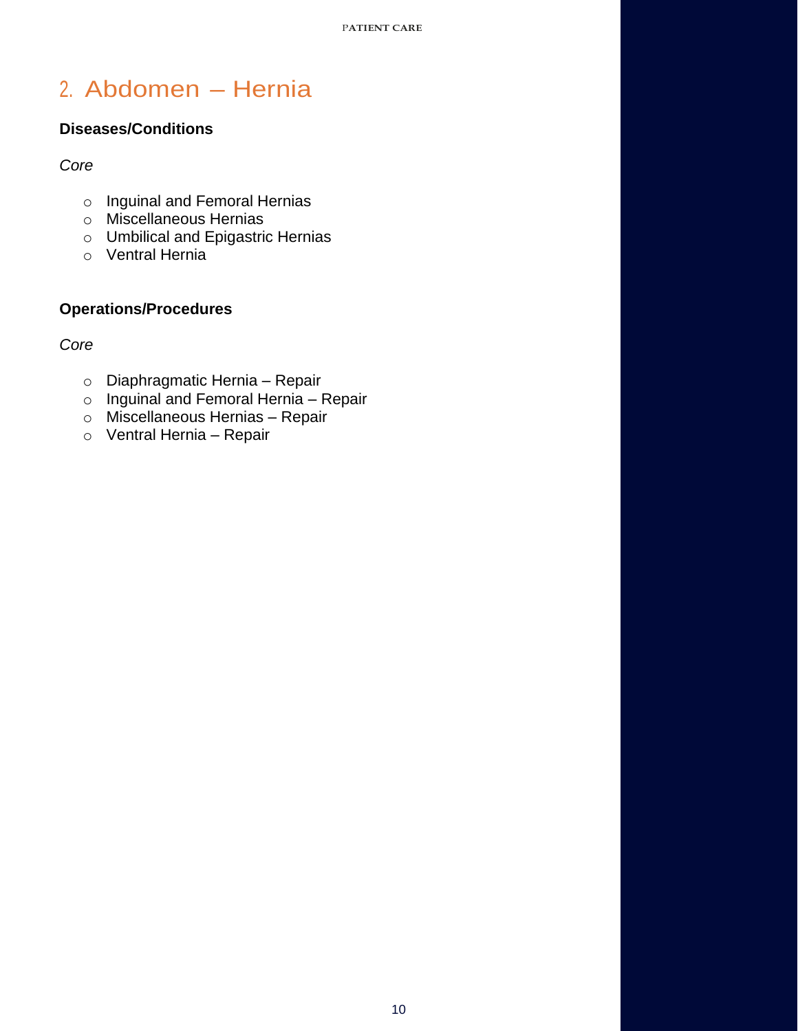## 2. Abdomen – Hernia

### Diseases/Conditions

*Core*

- Inguinal and Femoral Hernias
- Miscellaneous Hernias
- Umbilical and Epigastric Hernias
- Ventral Hernia

### Operations/Procedures

*Core*

- Diaphragmatic Hernia – Repair
- Inguinal and Femoral Hernia – Repair
- Miscellaneous Hernias – Repair
- Ventral Hernia – Repair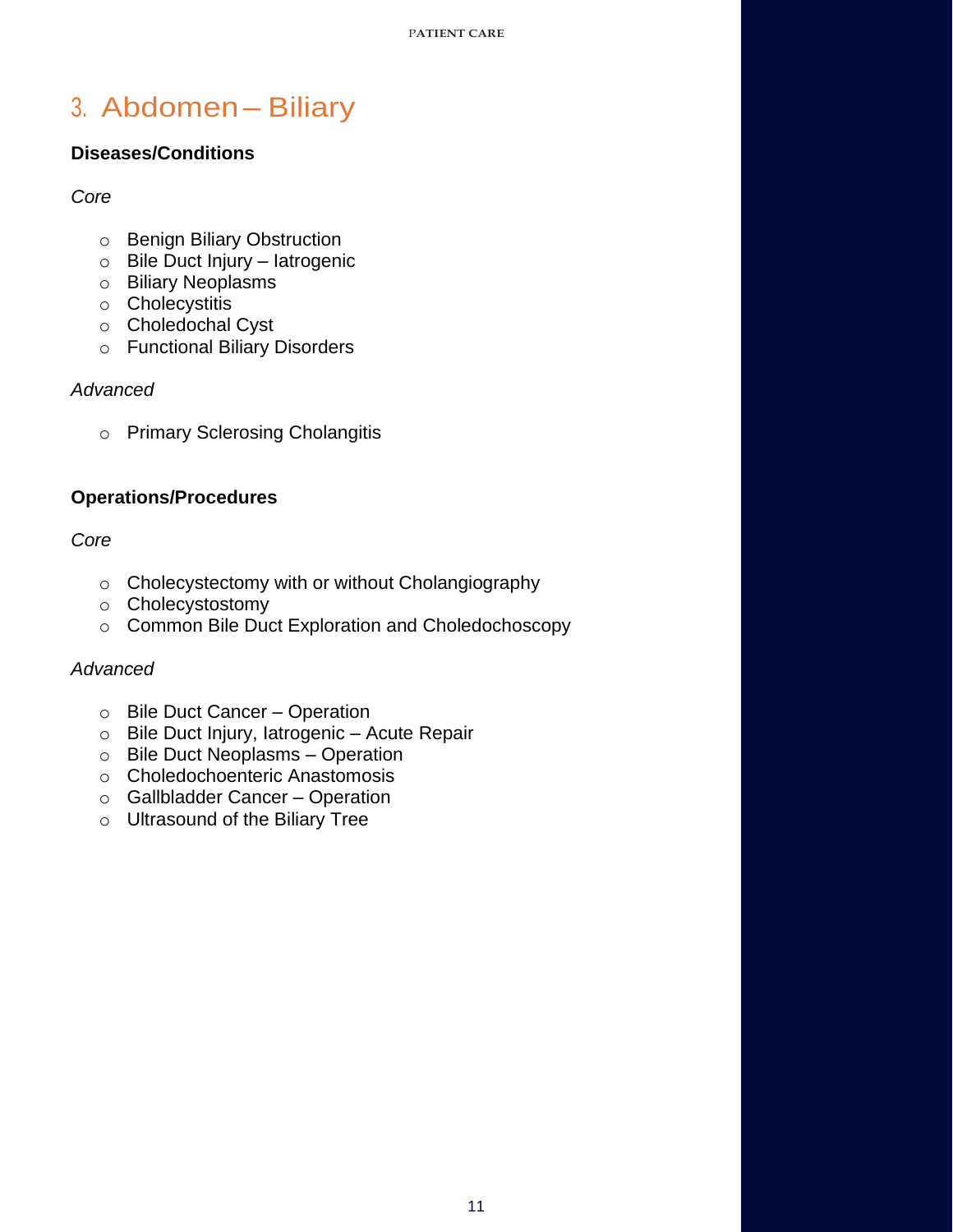# 3. Abdomen – Biliary

**Diseases/Conditions**

*Core*

- Benign Biliary Obstruction
- Bile Duct Injury – Iatrogenic
- Biliary Neoplasms
- Cholecystitis
- Choledochal Cyst
- Functional Biliary Disorders

*Advanced*

- Primary Sclerosing Cholangitis

**Operations/Procedures**

*Core*

- Cholecystectomy with or without Cholangiography
- Cholecystostomy
- Common Bile Duct Exploration and Choledochoscopy

*Advanced*

- Bile Duct Cancer – Operation
- Bile Duct Injury, Iatrogenic – Acute Repair
- Bile Duct Neoplasms – Operation
- Choledochoenteric Anastomosis
- Gallbladder Cancer – Operation
- Ultrasound of the Biliary Tree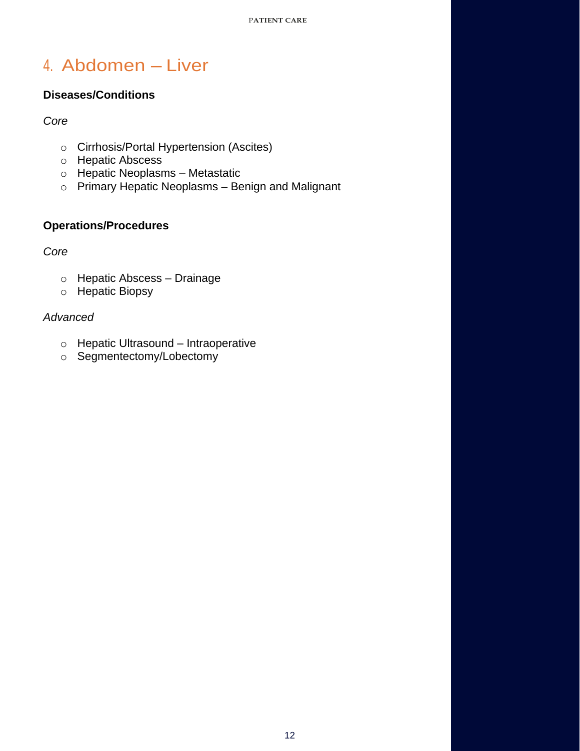# 4. Abdomen – Liver

**Diseases/Conditions**

*Core*

- Cirrhosis/Portal Hypertension (Ascites)
- Hepatic Abscess
- Hepatic Neoplasms – Metastatic
- Primary Hepatic Neoplasms – Benign and Malignant

**Operations/Procedures**

*Core*

- Hepatic Abscess – Drainage
- Hepatic Biopsy

*Advanced*

- Hepatic Ultrasound – Intraoperative
- Segmentectomy/Lobectomy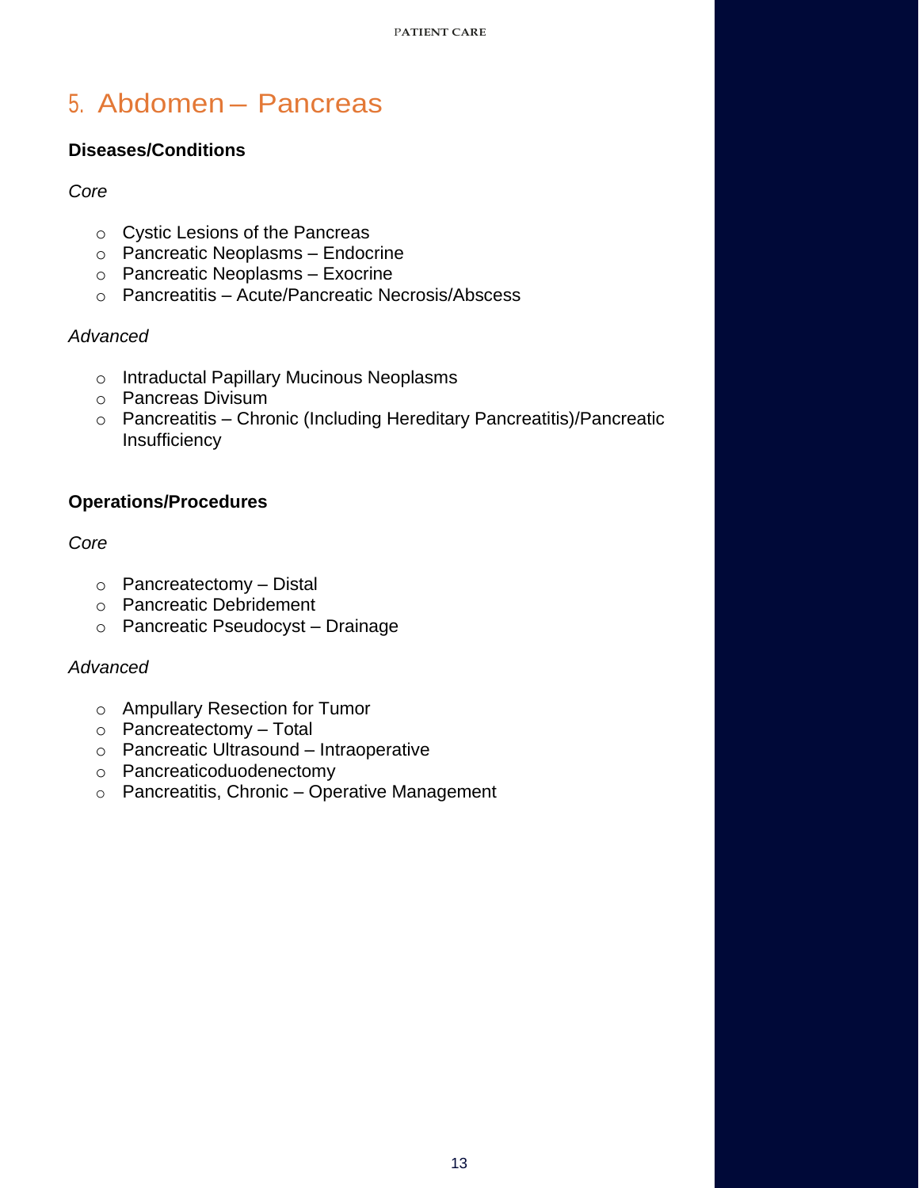# 5. Abdomen – Pancreas

**Diseases/Conditions**

*Core*

- Cystic Lesions of the Pancreas
- Pancreatic Neoplasms – Endocrine
- Pancreatic Neoplasms – Exocrine
- Pancreatitis – Acute/Pancreatic Necrosis/Abscess

*Advanced*

- Intraductal Papillary Mucinous Neoplasms
- Pancreas Divisum
- Pancreatitis – Chronic (Including Hereditary Pancreatitis)/Pancreatic Insufficiency

**Operations/Procedures**

*Core*

- Pancreatectomy – Distal
- Pancreatic Debridement
- Pancreatic Pseudocyst – Drainage

*Advanced*

- Ampullary Resection for Tumor
- Pancreatectomy – Total
- Pancreatic Ultrasound – Intraoperative
- Pancreaticoduodenectomy
- Pancreatitis, Chronic – Operative Management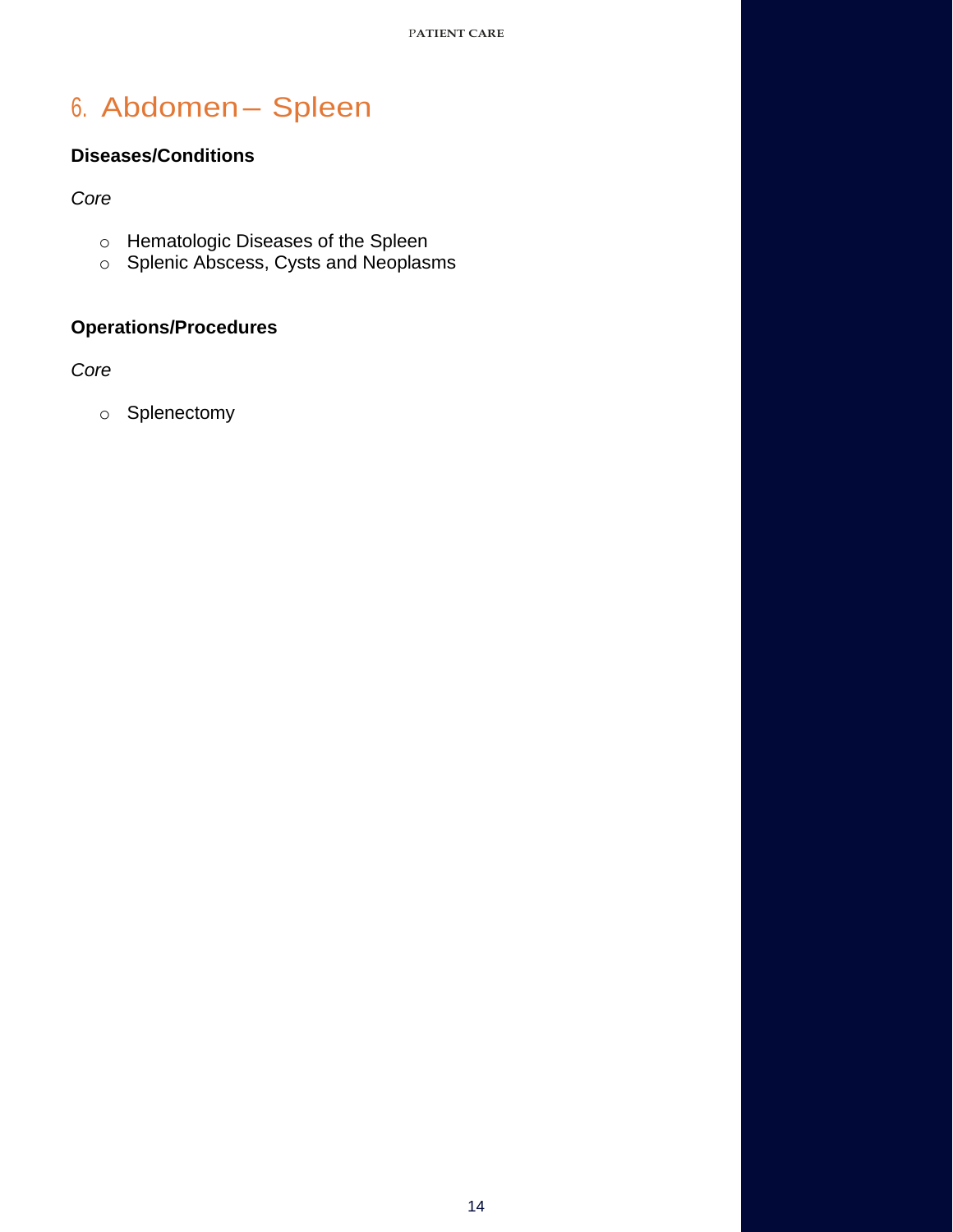# 6. Abdomen – Spleen

### Diseases/Conditions

*Core*

- Hematologic Diseases of the Spleen
- Splenic Abscess, Cysts and Neoplasms

### Operations/Procedures

*Core*

- Splenectomy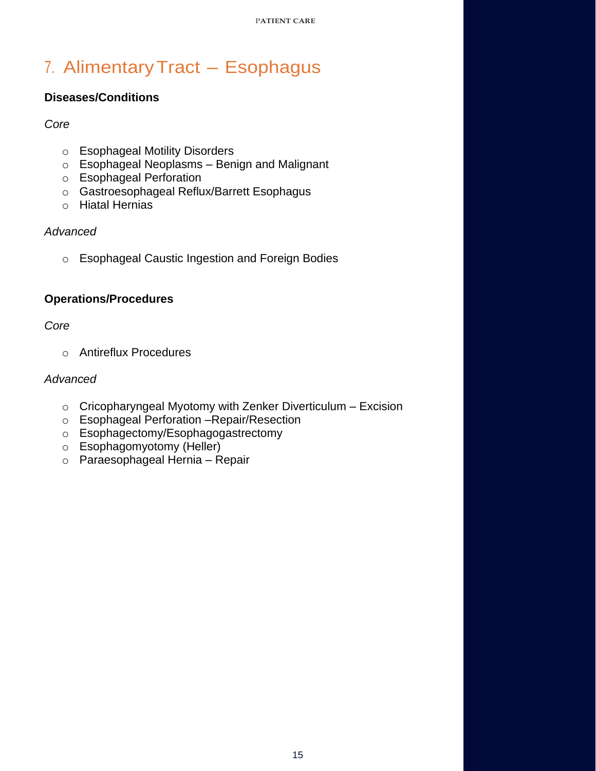# 7. Alimentary Tract – Esophagus

**Diseases/Conditions**

*Core*

- Esophageal Motility Disorders
- Esophageal Neoplasms – Benign and Malignant
- Esophageal Perforation
- Gastroesophageal Reflux/Barrett Esophagus
- Hiatal Hernias

*Advanced*

- Esophageal Caustic Ingestion and Foreign Bodies

**Operations/Procedures**

*Core*

- Antireflux Procedures

*Advanced*

- Cricopharyngeal Myotomy with Zenker Diverticulum – Excision
- Esophageal Perforation –Repair/Resection
- Esophagectomy/Esophagogastrectomy
- Esophagomyotomy (Heller)
- Paraesophageal Hernia – Repair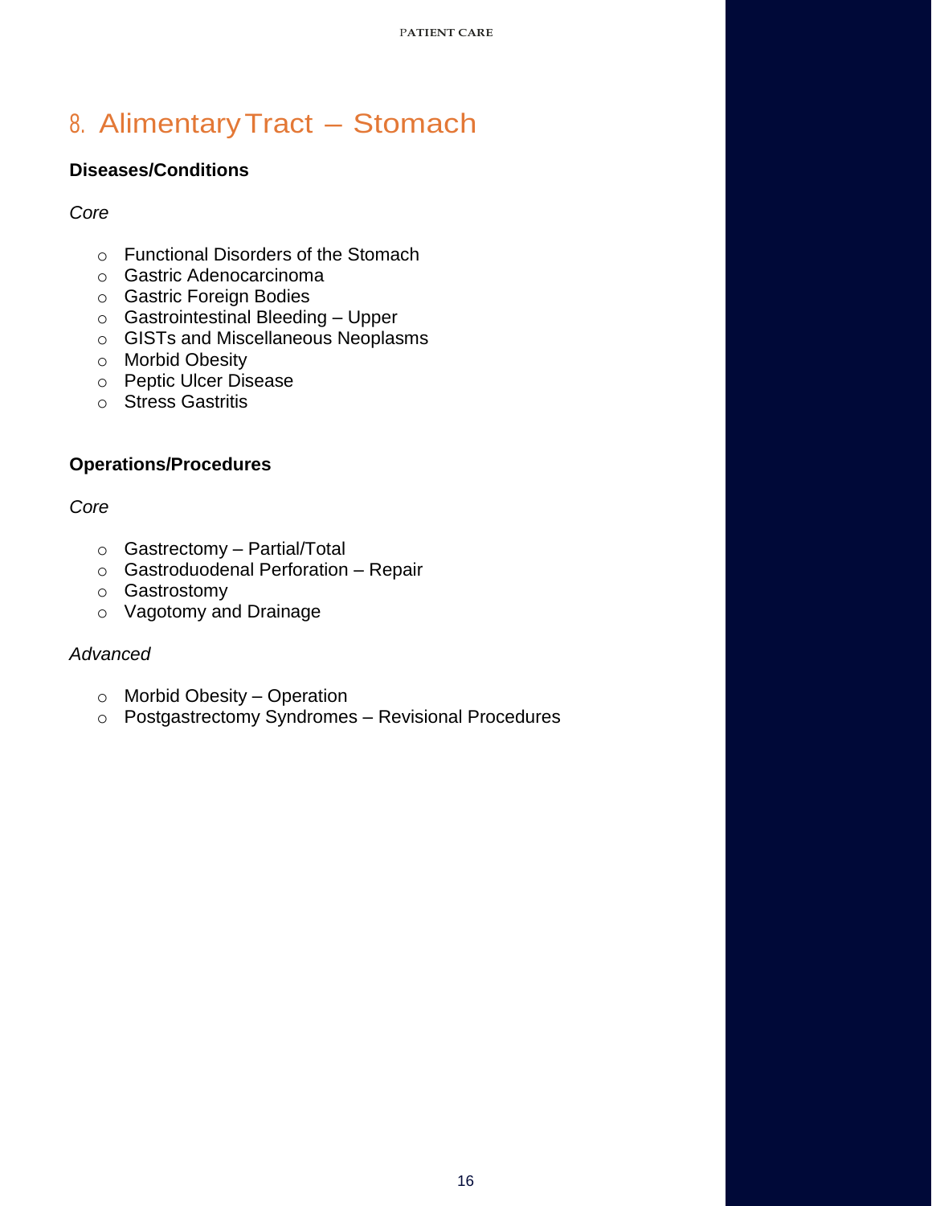# 8. Alimentary Tract – Stomach

**Diseases/Conditions**

*Core*

- Functional Disorders of the Stomach
- Gastric Adenocarcinoma
- Gastric Foreign Bodies
- Gastrointestinal Bleeding – Upper
- GISTs and Miscellaneous Neoplasms
- Morbid Obesity
- Peptic Ulcer Disease
- Stress Gastritis

**Operations/Procedures**

*Core*

- Gastrectomy – Partial/Total
- Gastroduodenal Perforation – Repair
- Gastrostomy
- Vagotomy and Drainage

*Advanced*

- Morbid Obesity – Operation
- Postgastrectomy Syndromes – Revisional Procedures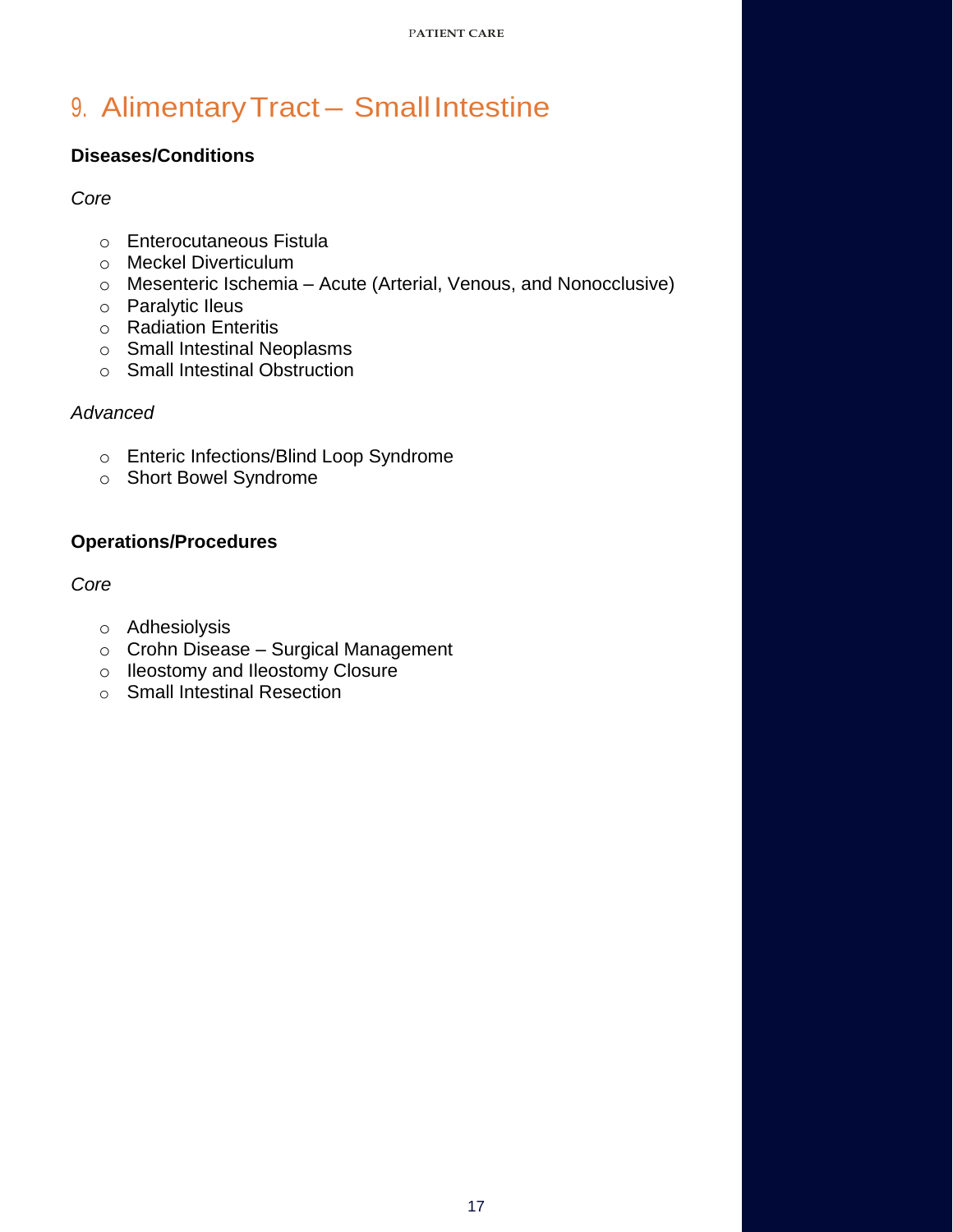# 9. Alimentary Tract – Small Intestine

**Diseases/Conditions**

*Core*

- Enterocutaneous Fistula
- Meckel Diverticulum
- Mesenteric Ischemia – Acute (Arterial, Venous, and Nonocclusive)
- Paralytic Ileus
- Radiation Enteritis
- Small Intestinal Neoplasms
- Small Intestinal Obstruction

*Advanced*

- Enteric Infections/Blind Loop Syndrome
- Short Bowel Syndrome

**Operations/Procedures**

*Core*

- Adhesiolysis
- Crohn Disease – Surgical Management
- Ileostomy and Ileostomy Closure
- Small Intestinal Resection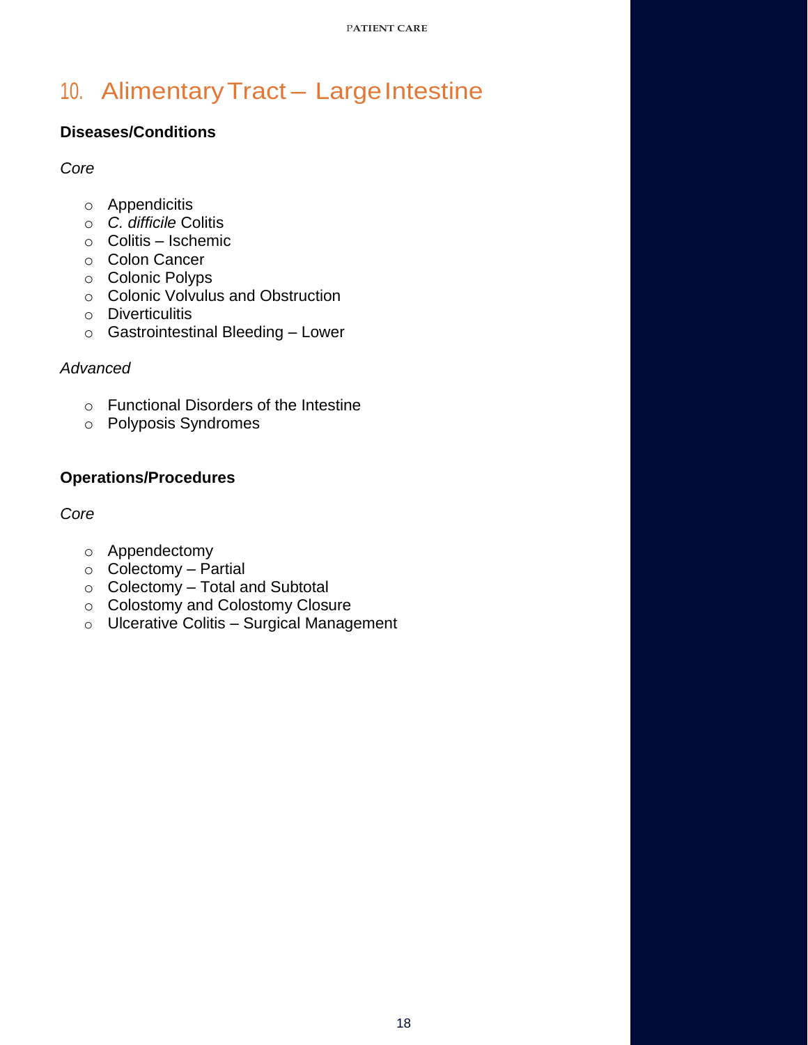# 10. Alimentary Tract – Large Intestine

### Diseases/Conditions

*Core*

- Appendicitis
- *C. difficile* Colitis
- Colitis – Ischemic
- Colon Cancer
- Colonic Polyps
- Colonic Volvulus and Obstruction
- Diverticulitis
- Gastrointestinal Bleeding – Lower

*Advanced*

- Functional Disorders of the Intestine
- Polyposis Syndromes

### Operations/Procedures

*Core*

- Appendectomy
- Colectomy – Partial
- Colectomy – Total and Subtotal
- Colostomy and Colostomy Closure
- Ulcerative Colitis – Surgical Management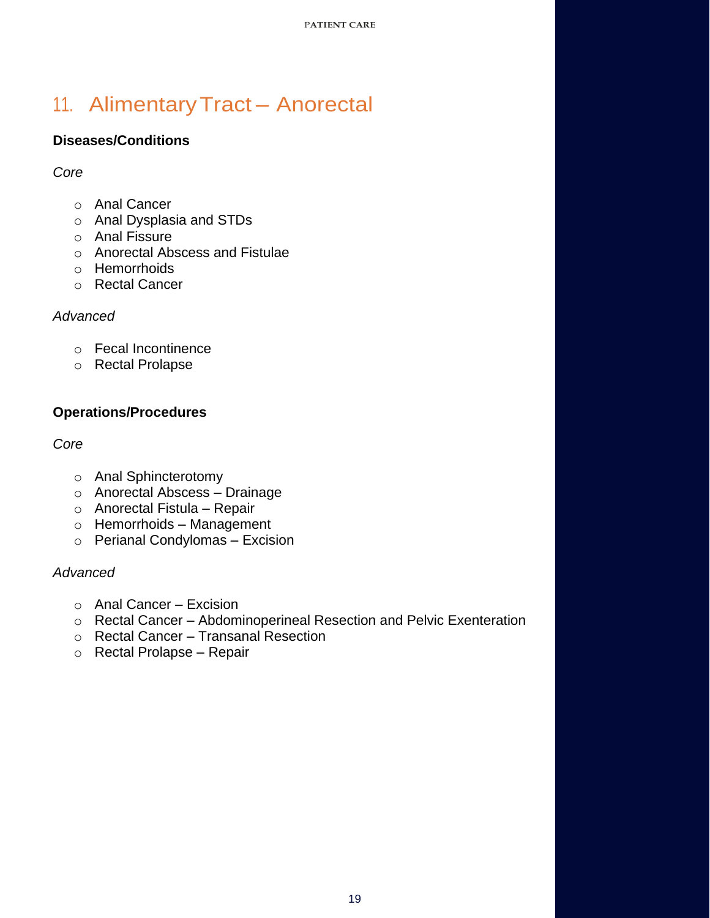# 11. Alimentary Tract – Anorectal

### Diseases/Conditions

*Core*

- Anal Cancer
- Anal Dysplasia and STDs
- Anal Fissure
- Anorectal Abscess and Fistulae
- Hemorrhoids
- Rectal Cancer

*Advanced*

- Fecal Incontinence
- Rectal Prolapse

### Operations/Procedures

*Core*

- Anal Sphincterotomy
- Anorectal Abscess – Drainage
- Anorectal Fistula – Repair
- Hemorrhoids – Management
- Perianal Condylomas – Excision

*Advanced*

- Anal Cancer – Excision
- Rectal Cancer – Abdominoperineal Resection and Pelvic Exenteration
- Rectal Cancer – Transanal Resection
- Rectal Prolapse – Repair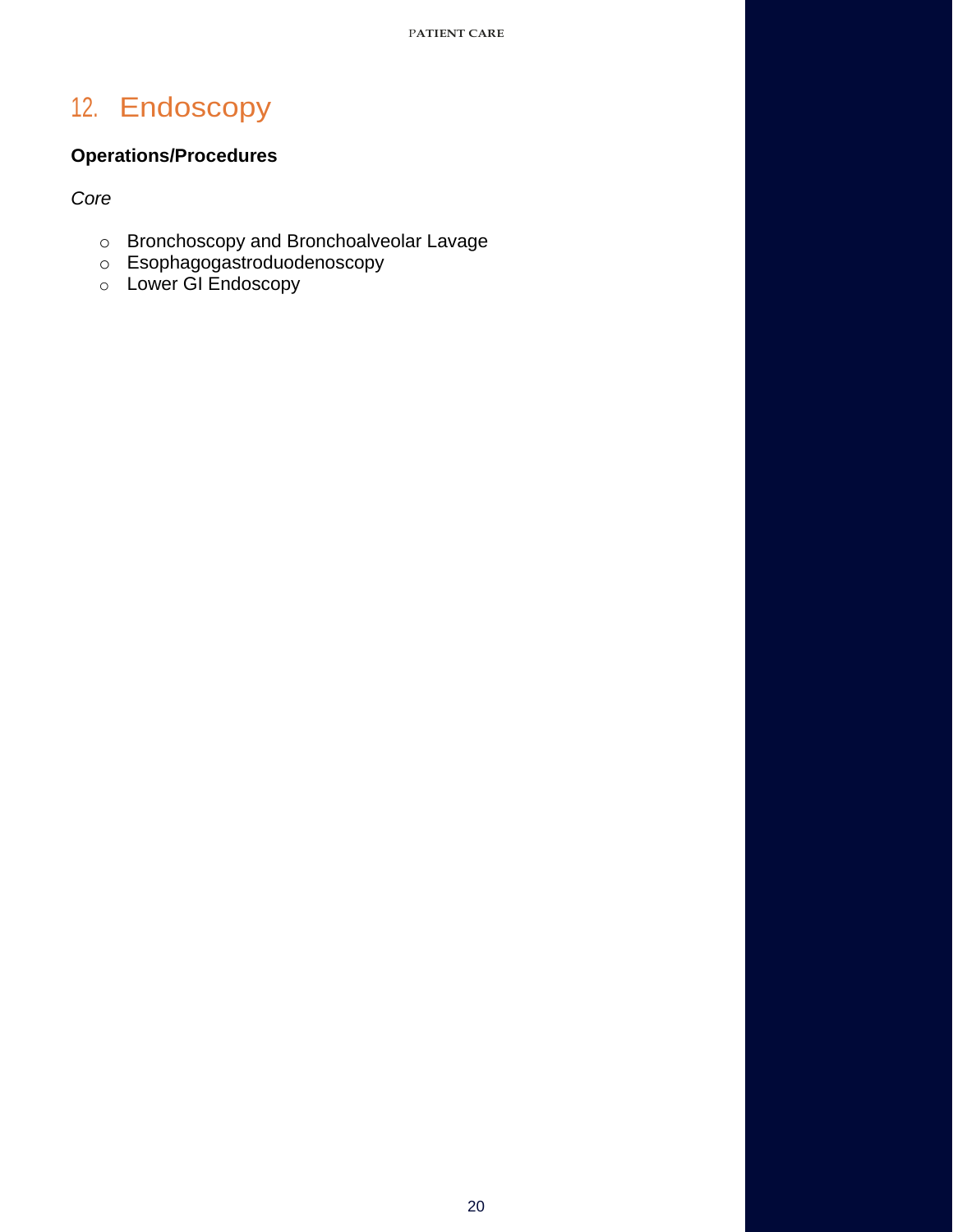## 12. Endoscopy

**Operations/Procedures**

*Core*

- Bronchoscopy and Bronchoalveolar Lavage
- Esophagogastroduodenoscopy
- Lower GI Endoscopy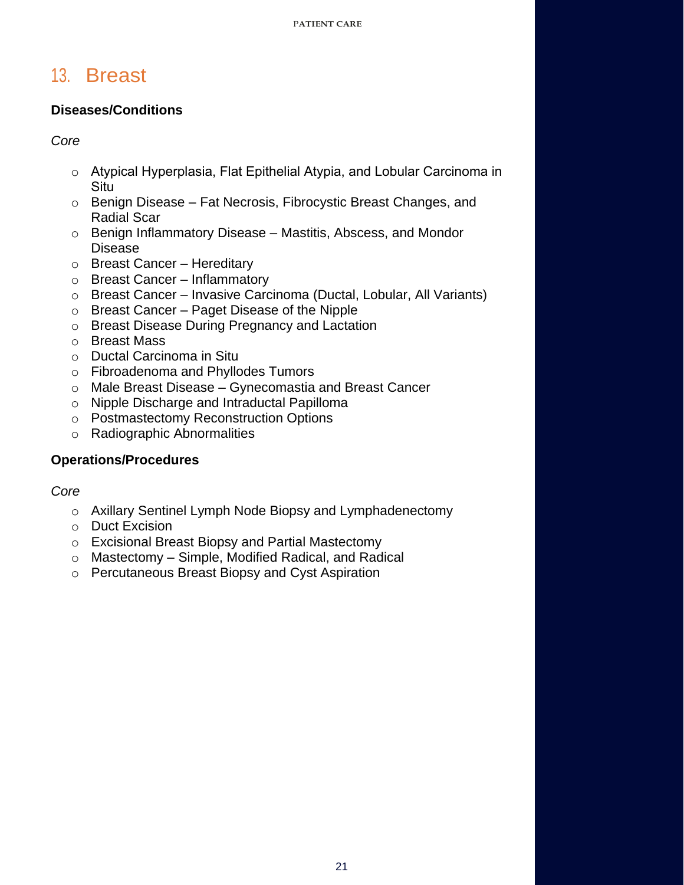# 13. Breast

### Diseases/Conditions

*Core*

- Atypical Hyperplasia, Flat Epithelial Atypia, and Lobular Carcinoma in Situ
- Benign Disease – Fat Necrosis, Fibrocystic Breast Changes, and Radial Scar
- Benign Inflammatory Disease – Mastitis, Abscess, and Mondor Disease
- Breast Cancer – Hereditary
- Breast Cancer – Inflammatory
- Breast Cancer – Invasive Carcinoma (Ductal, Lobular, All Variants)
- Breast Cancer – Paget Disease of the Nipple
- Breast Disease During Pregnancy and Lactation
- Breast Mass
- Ductal Carcinoma in Situ
- Fibroadenoma and Phyllodes Tumors
- Male Breast Disease – Gynecomastia and Breast Cancer
- Nipple Discharge and Intraductal Papilloma
- Postmastectomy Reconstruction Options
- Radiographic Abnormalities

### Operations/Procedures

*Core*

- Axillary Sentinel Lymph Node Biopsy and Lymphadenectomy
- Duct Excision
- Excisional Breast Biopsy and Partial Mastectomy
- Mastectomy – Simple, Modified Radical, and Radical
- Percutaneous Breast Biopsy and Cyst Aspiration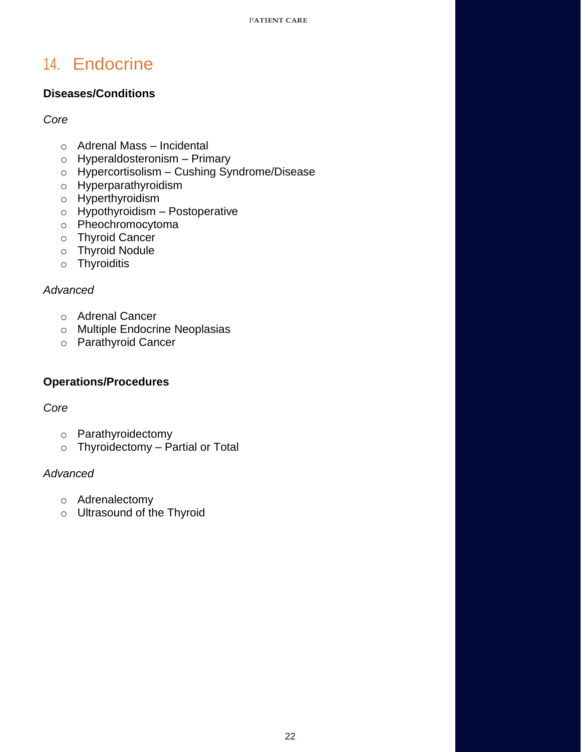## 14. Endocrine

**Diseases/Conditions**

*Core*

- Adrenal Mass – Incidental
- Hyperaldosteronism – Primary
- Hypercortisolism – Cushing Syndrome/Disease
- Hyperparathyroidism
- Hyperthyroidism
- Hypothyroidism – Postoperative
- Pheochromocytoma
- Thyroid Cancer
- Thyroid Nodule
- Thyroiditis

*Advanced*

- Adrenal Cancer
- Multiple Endocrine Neoplasias
- Parathyroid Cancer

**Operations/Procedures**

*Core*

- Parathyroidectomy
- Thyroidectomy – Partial or Total

*Advanced*

- Adrenalectomy
- Ultrasound of the Thyroid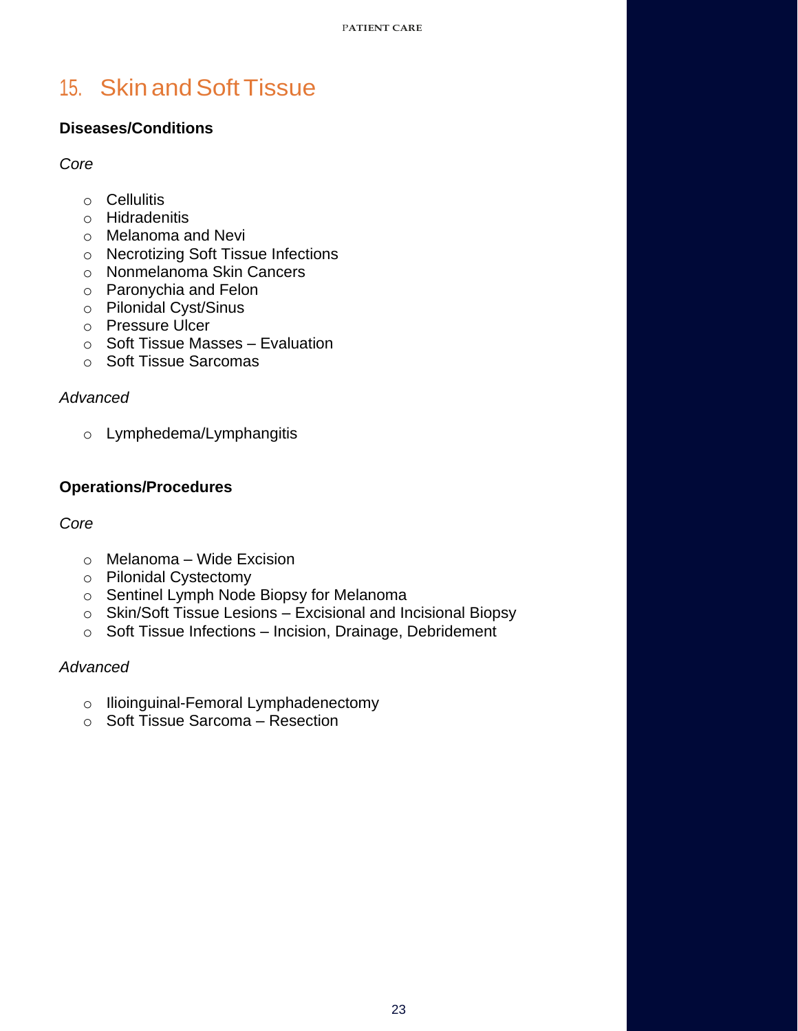## 15. Skin and Soft Tissue

**Diseases/Conditions**

*Core*

- Cellulitis
- Hidradenitis
- Melanoma and Nevi
- Necrotizing Soft Tissue Infections
- Nonmelanoma Skin Cancers
- Paronychia and Felon
- Pilonidal Cyst/Sinus
- Pressure Ulcer
- Soft Tissue Masses – Evaluation
- Soft Tissue Sarcomas

*Advanced*

- Lymphedema/Lymphangitis

**Operations/Procedures**

*Core*

- Melanoma – Wide Excision
- Pilonidal Cystectomy
- Sentinel Lymph Node Biopsy for Melanoma
- Skin/Soft Tissue Lesions – Excisional and Incisional Biopsy
- Soft Tissue Infections – Incision, Drainage, Debridement

*Advanced*

- Ilioinguinal-Femoral Lymphadenectomy
- Soft Tissue Sarcoma – Resection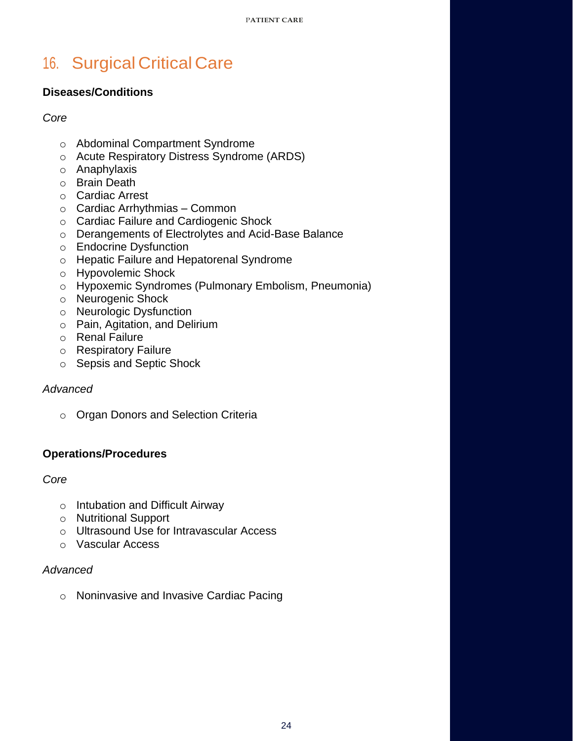# 16. Surgical Critical Care

**Diseases/Conditions**

*Core*

- Abdominal Compartment Syndrome
- Acute Respiratory Distress Syndrome (ARDS)
- Anaphylaxis
- Brain Death
- Cardiac Arrest
- Cardiac Arrhythmias – Common
- Cardiac Failure and Cardiogenic Shock
- Derangements of Electrolytes and Acid-Base Balance
- Endocrine Dysfunction
- Hepatic Failure and Hepatorenal Syndrome
- Hypovolemic Shock
- Hypoxemic Syndromes (Pulmonary Embolism, Pneumonia)
- Neurogenic Shock
- Neurologic Dysfunction
- Pain, Agitation, and Delirium
- Renal Failure
- Respiratory Failure
- Sepsis and Septic Shock

*Advanced*

- Organ Donors and Selection Criteria

**Operations/Procedures**

*Core*

- Intubation and Difficult Airway
- Nutritional Support
- Ultrasound Use for Intravascular Access
- Vascular Access

*Advanced*

- Noninvasive and Invasive Cardiac Pacing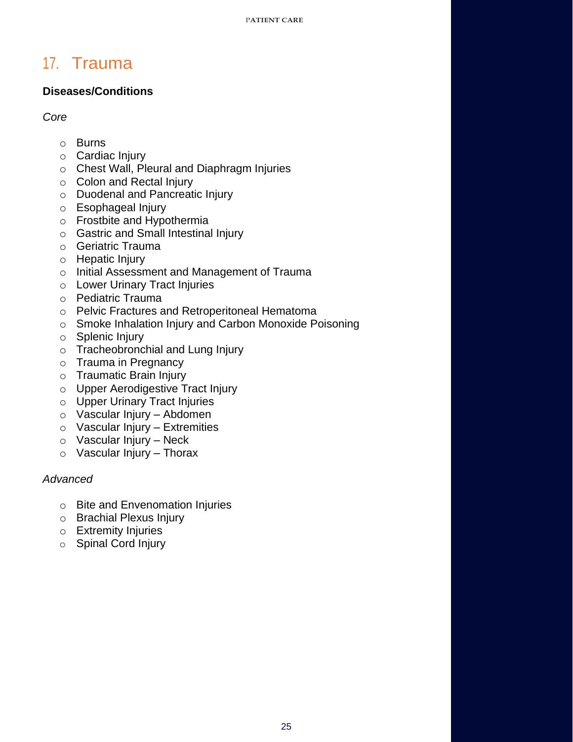## 17. Trauma

**Diseases/Conditions**

*Core*

- Burns
- Cardiac Injury
- Chest Wall, Pleural and Diaphragm Injuries
- Colon and Rectal Injury
- Duodenal and Pancreatic Injury
- Esophageal Injury
- Frostbite and Hypothermia
- Gastric and Small Intestinal Injury
- Geriatric Trauma
- Hepatic Injury
- Initial Assessment and Management of Trauma
- Lower Urinary Tract Injuries
- Pediatric Trauma
- Pelvic Fractures and Retroperitoneal Hematoma
- Smoke Inhalation Injury and Carbon Monoxide Poisoning
- Splenic Injury
- Tracheobronchial and Lung Injury
- Trauma in Pregnancy
- Traumatic Brain Injury
- Upper Aerodigestive Tract Injury
- Upper Urinary Tract Injuries
- Vascular Injury – Abdomen
- Vascular Injury – Extremities
- Vascular Injury – Neck
- Vascular Injury – Thorax

*Advanced*

- Bite and Envenomation Injuries
- Brachial Plexus Injury
- Extremity Injuries
- Spinal Cord Injury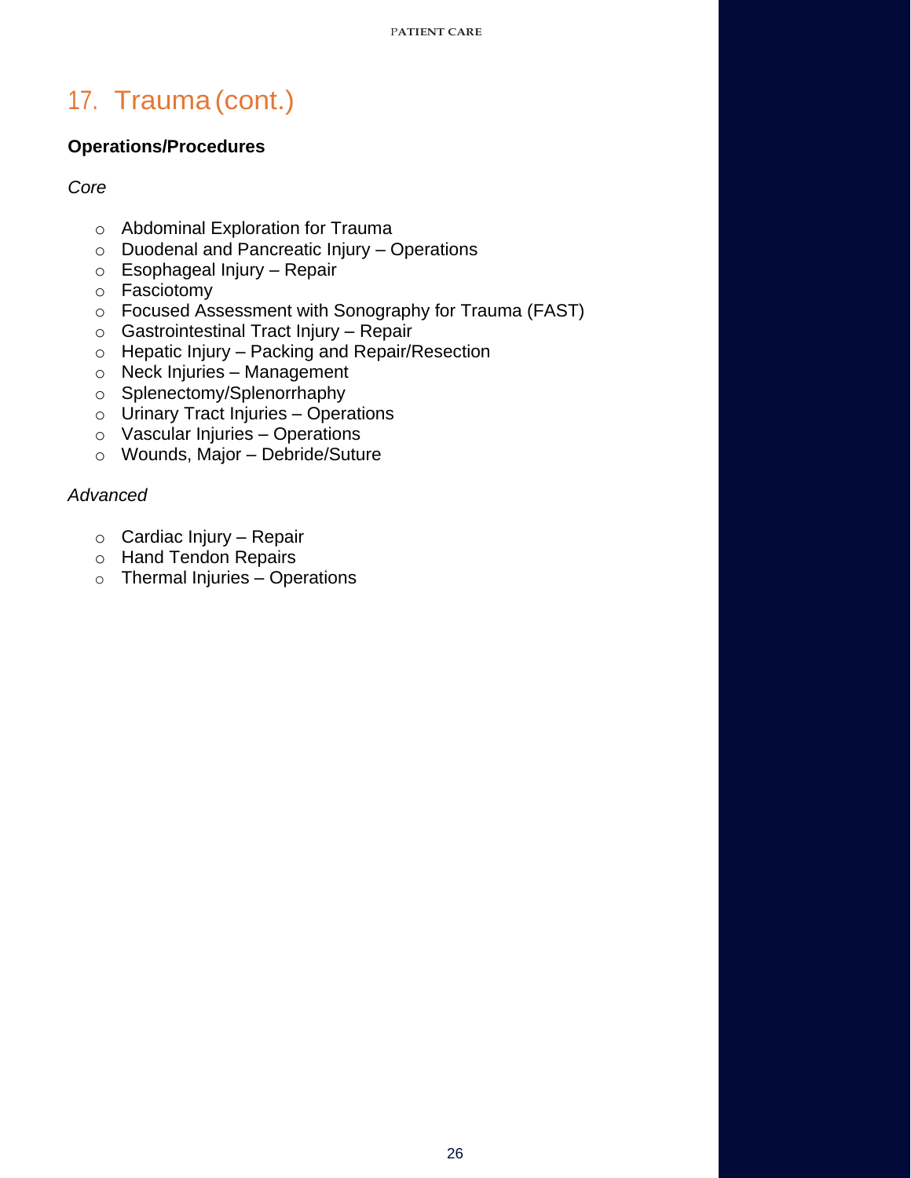## 17. Trauma (cont.)

**Operations/Procedures**

*Core*

- Abdominal Exploration for Trauma
- Duodenal and Pancreatic Injury – Operations
- Esophageal Injury – Repair
- Fasciotomy
- Focused Assessment with Sonography for Trauma (FAST)
- Gastrointestinal Tract Injury – Repair
- Hepatic Injury – Packing and Repair/Resection
- Neck Injuries – Management
- Splenectomy/Splenorrhaphy
- Urinary Tract Injuries – Operations
- Vascular Injuries – Operations
- Wounds, Major – Debride/Suture

*Advanced*

- Cardiac Injury – Repair
- Hand Tendon Repairs
- Thermal Injuries – Operations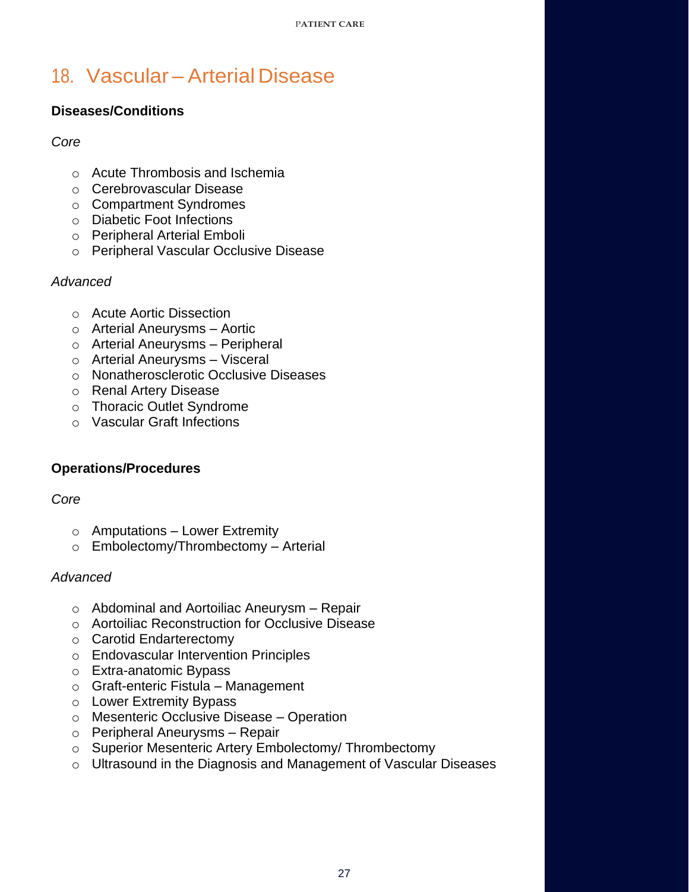# 18. Vascular – Arterial Disease

**Diseases/Conditions**

*Core*

- Acute Thrombosis and Ischemia
- Cerebrovascular Disease
- Compartment Syndromes
- Diabetic Foot Infections
- Peripheral Arterial Emboli
- Peripheral Vascular Occlusive Disease

*Advanced*

- Acute Aortic Dissection
- Arterial Aneurysms – Aortic
- Arterial Aneurysms – Peripheral
- Arterial Aneurysms – Visceral
- Nonatherosclerotic Occlusive Diseases
- Renal Artery Disease
- Thoracic Outlet Syndrome
- Vascular Graft Infections

**Operations/Procedures**

*Core*

- Amputations – Lower Extremity
- Embolectomy/Thrombectomy – Arterial

*Advanced*

- Abdominal and Aortoiliac Aneurysm – Repair
- Aortoiliac Reconstruction for Occlusive Disease
- Carotid Endarterectomy
- Endovascular Intervention Principles
- Extra-anatomic Bypass
- Graft-enteric Fistula – Management
- Lower Extremity Bypass
- Mesenteric Occlusive Disease – Operation
- Peripheral Aneurysms – Repair
- Superior Mesenteric Artery Embolectomy/ Thrombectomy
- Ultrasound in the Diagnosis and Management of Vascular Diseases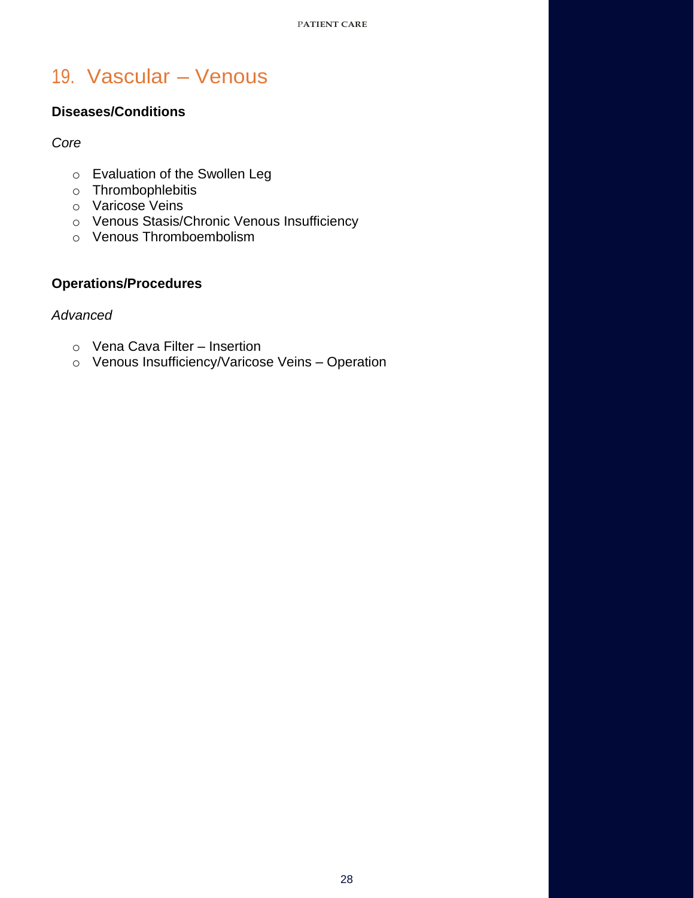# 19. Vascular – Venous

### Diseases/Conditions

*Core*

- Evaluation of the Swollen Leg
- Thrombophlebitis
- Varicose Veins
- Venous Stasis/Chronic Venous Insufficiency
- Venous Thromboembolism

### Operations/Procedures

*Advanced*

- Vena Cava Filter – Insertion
- Venous Insufficiency/Varicose Veins – Operation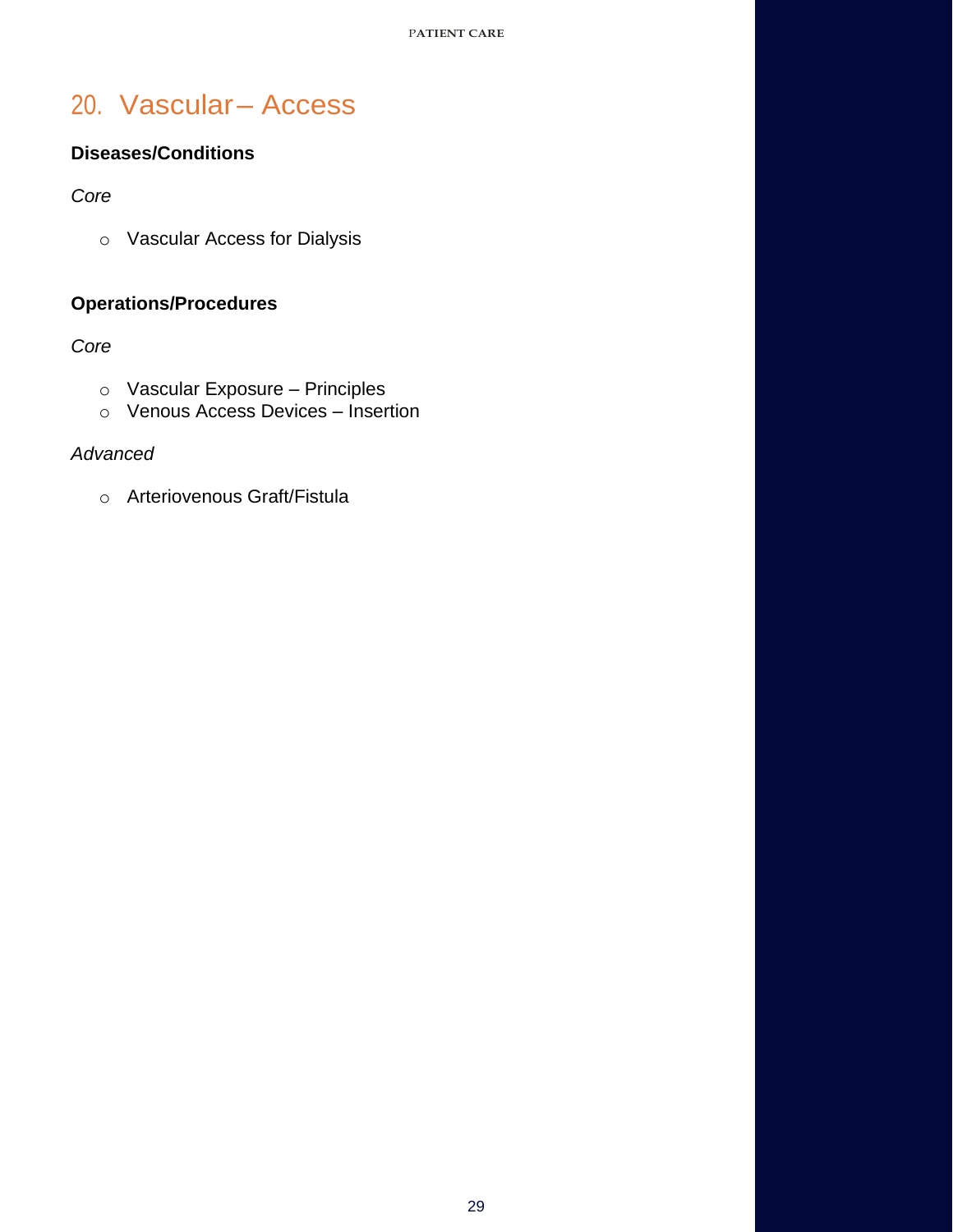## 20. Vascular – Access

**Diseases/Conditions**

*Core*

- Vascular Access for Dialysis

**Operations/Procedures**

*Core*

- Vascular Exposure – Principles
- Venous Access Devices – Insertion

*Advanced*

- Arteriovenous Graft/Fistula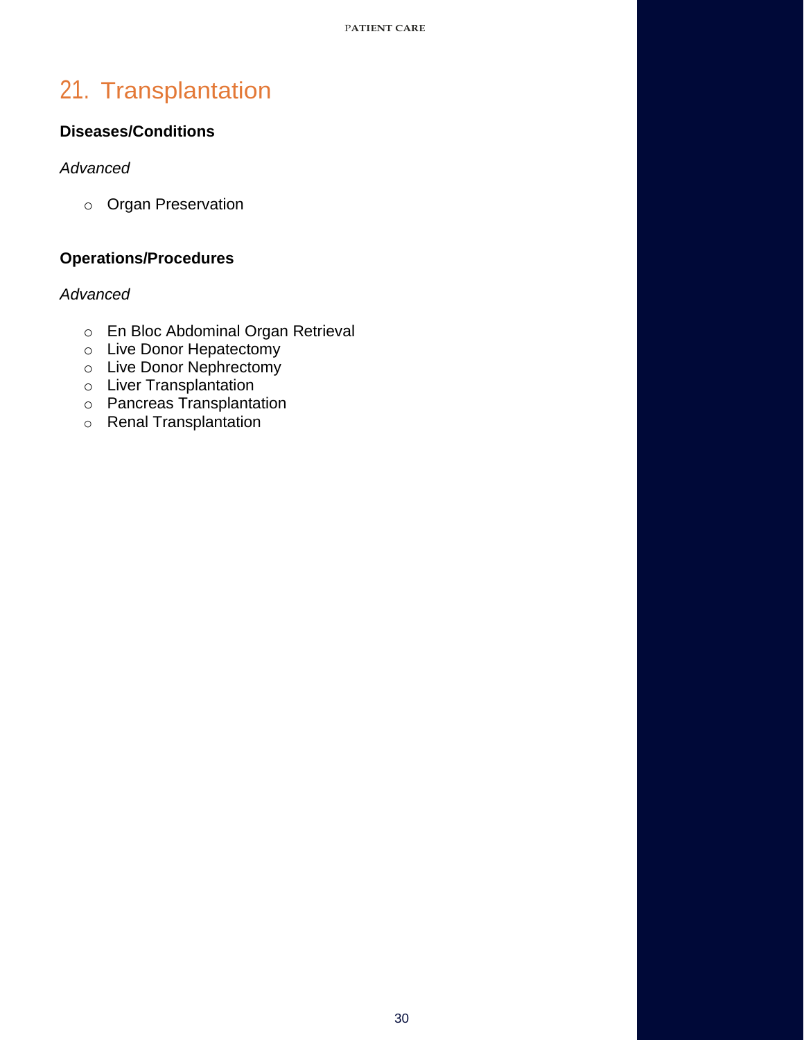# 21. Transplantation

**Diseases/Conditions**

*Advanced*

- Organ Preservation

**Operations/Procedures**

*Advanced*

- En Bloc Abdominal Organ Retrieval
- Live Donor Hepatectomy
- Live Donor Nephrectomy
- Liver Transplantation
- Pancreas Transplantation
- Renal Transplantation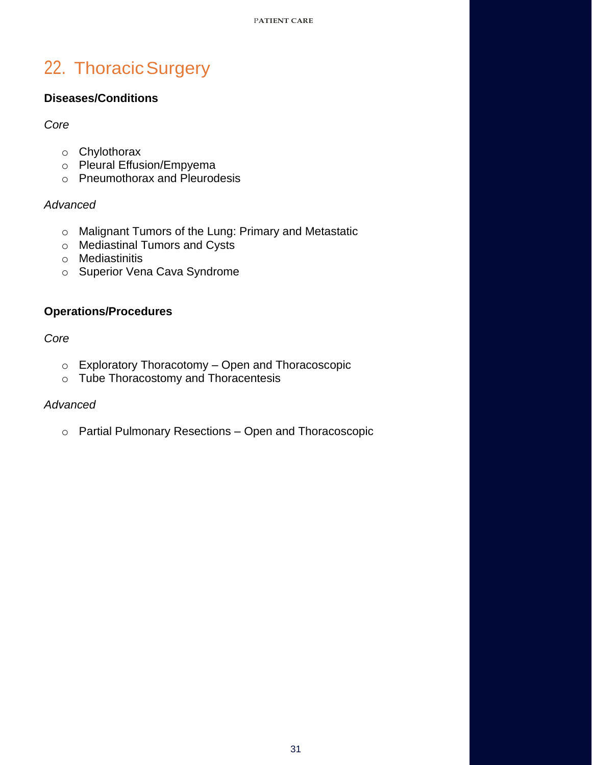## 22. Thoracic Surgery

**Diseases/Conditions**

*Core*

- Chylothorax
- Pleural Effusion/Empyema
- Pneumothorax and Pleurodesis

*Advanced*

- Malignant Tumors of the Lung: Primary and Metastatic
- Mediastinal Tumors and Cysts
- Mediastinitis
- Superior Vena Cava Syndrome

**Operations/Procedures**

*Core*

- Exploratory Thoracotomy – Open and Thoracoscopic
- Tube Thoracostomy and Thoracentesis

*Advanced*

- Partial Pulmonary Resections – Open and Thoracoscopic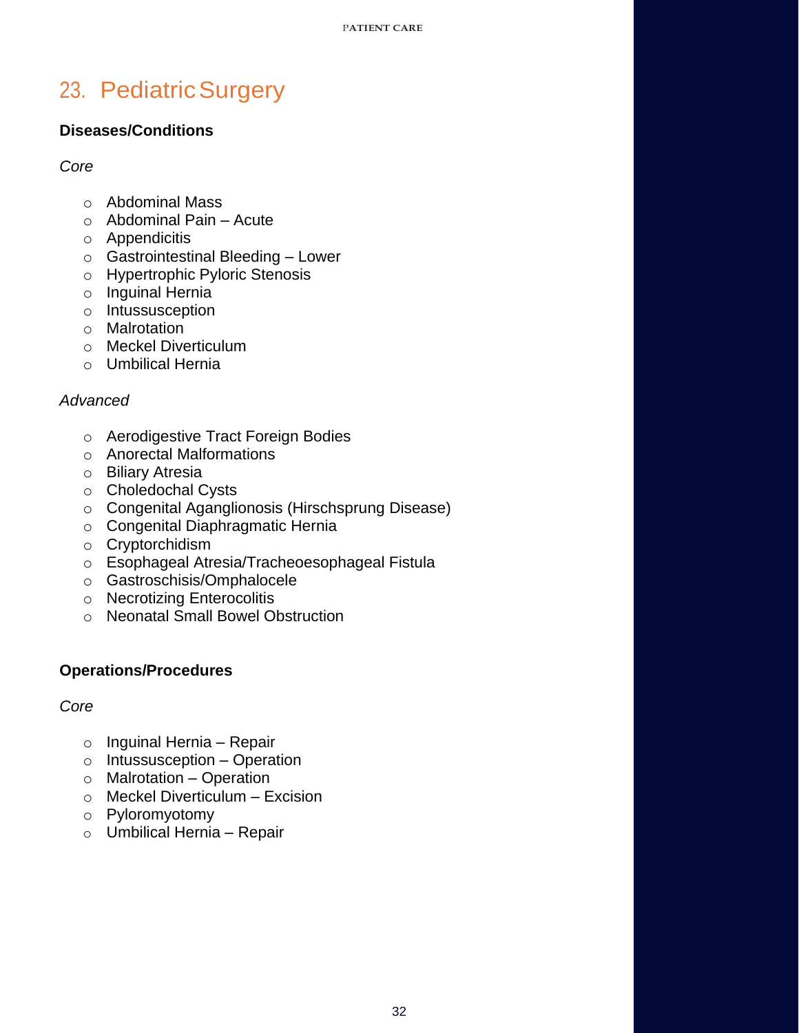# 23. Pediatric Surgery

### Diseases/Conditions

*Core*

- Abdominal Mass
- Abdominal Pain – Acute
- Appendicitis
- Gastrointestinal Bleeding – Lower
- Hypertrophic Pyloric Stenosis
- Inguinal Hernia
- Intussusception
- Malrotation
- Meckel Diverticulum
- Umbilical Hernia

*Advanced*

- Aerodigestive Tract Foreign Bodies
- Anorectal Malformations
- Biliary Atresia
- Choledochal Cysts
- Congenital Aganglionosis (Hirschsprung Disease)
- Congenital Diaphragmatic Hernia
- Cryptorchidism
- Esophageal Atresia/Tracheoesophageal Fistula
- Gastroschisis/Omphalocele
- Necrotizing Enterocolitis
- Neonatal Small Bowel Obstruction

### Operations/Procedures

*Core*

- Inguinal Hernia – Repair
- Intussusception – Operation
- Malrotation – Operation
- Meckel Diverticulum – Excision
- Pyloromyotomy
- Umbilical Hernia – Repair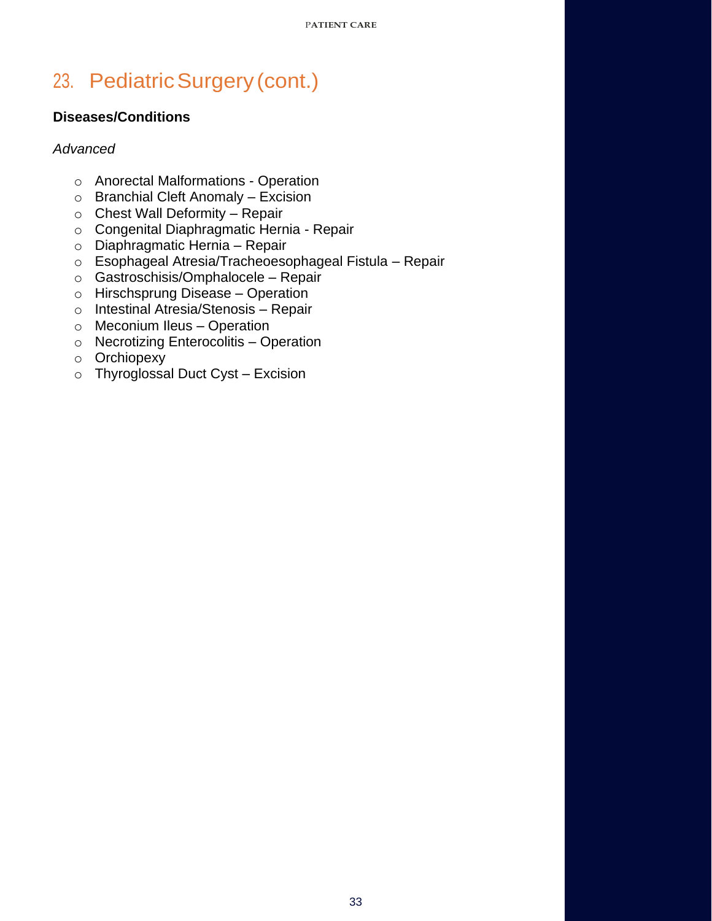# 23. Pediatric Surgery (cont.)

**Diseases/Conditions**

*Advanced*

- Anorectal Malformations - Operation
- Branchial Cleft Anomaly – Excision
- Chest Wall Deformity – Repair
- Congenital Diaphragmatic Hernia - Repair
- Diaphragmatic Hernia – Repair
- Esophageal Atresia/Tracheoesophageal Fistula – Repair
- Gastroschisis/Omphalocele – Repair
- Hirschsprung Disease – Operation
- Intestinal Atresia/Stenosis – Repair
- Meconium Ileus – Operation
- Necrotizing Enterocolitis – Operation
- Orchiopexy
- Thyroglossal Duct Cyst – Excision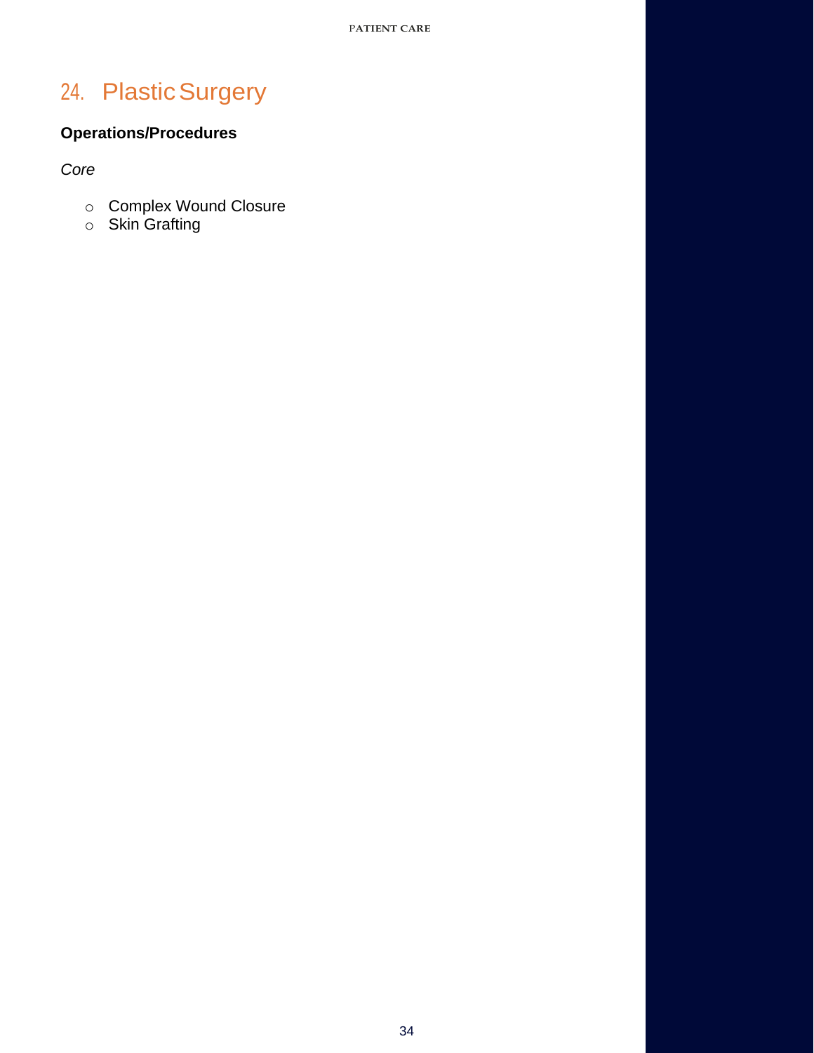## 24. Plastic Surgery

**Operations/Procedures**

*Core*

- Complex Wound Closure
- Skin Grafting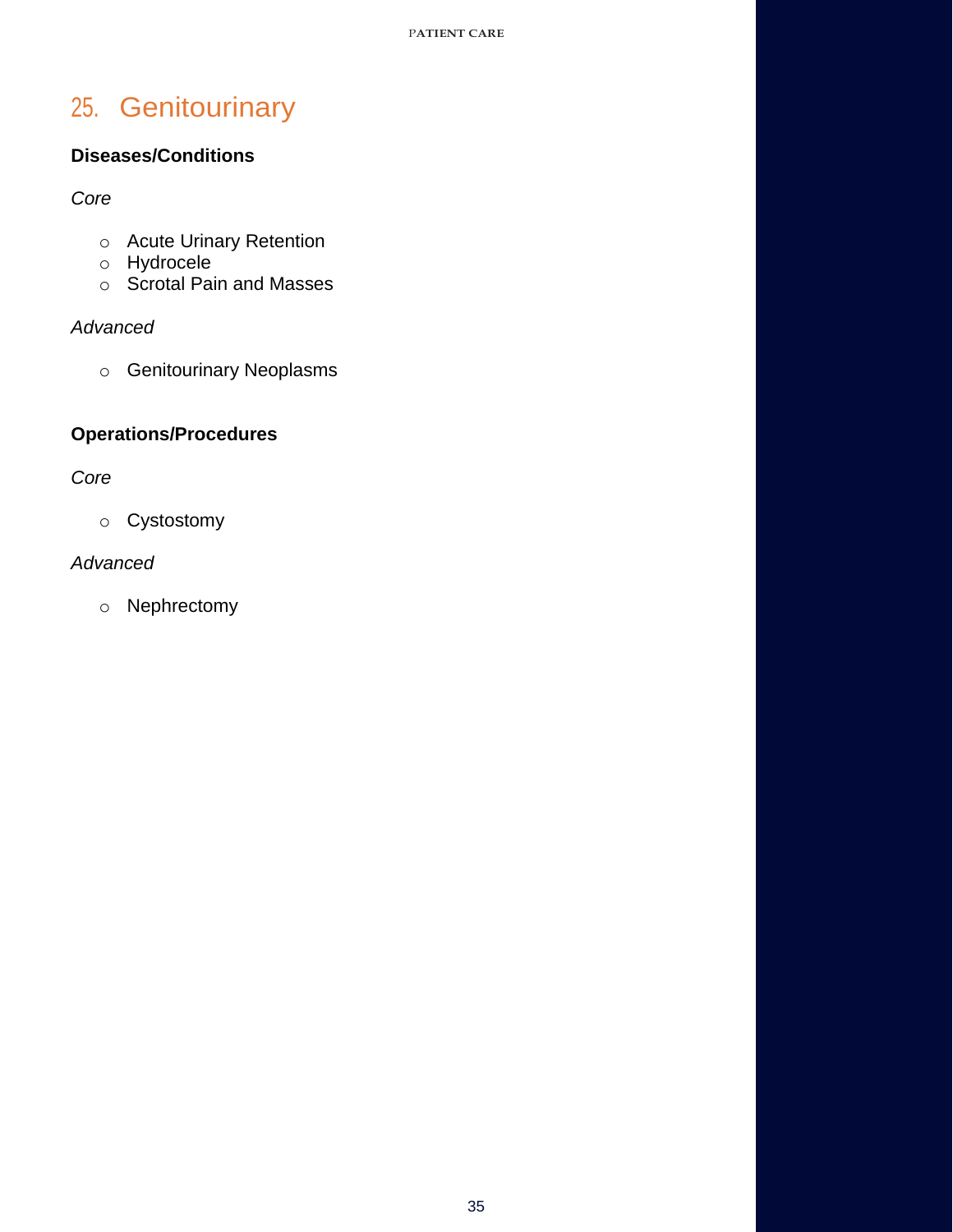## 25. Genitourinary

**Diseases/Conditions**

*Core*

- Acute Urinary Retention
- Hydrocele
- Scrotal Pain and Masses

*Advanced*

- Genitourinary Neoplasms

**Operations/Procedures**

*Core*

- Cystostomy

*Advanced*

- Nephrectomy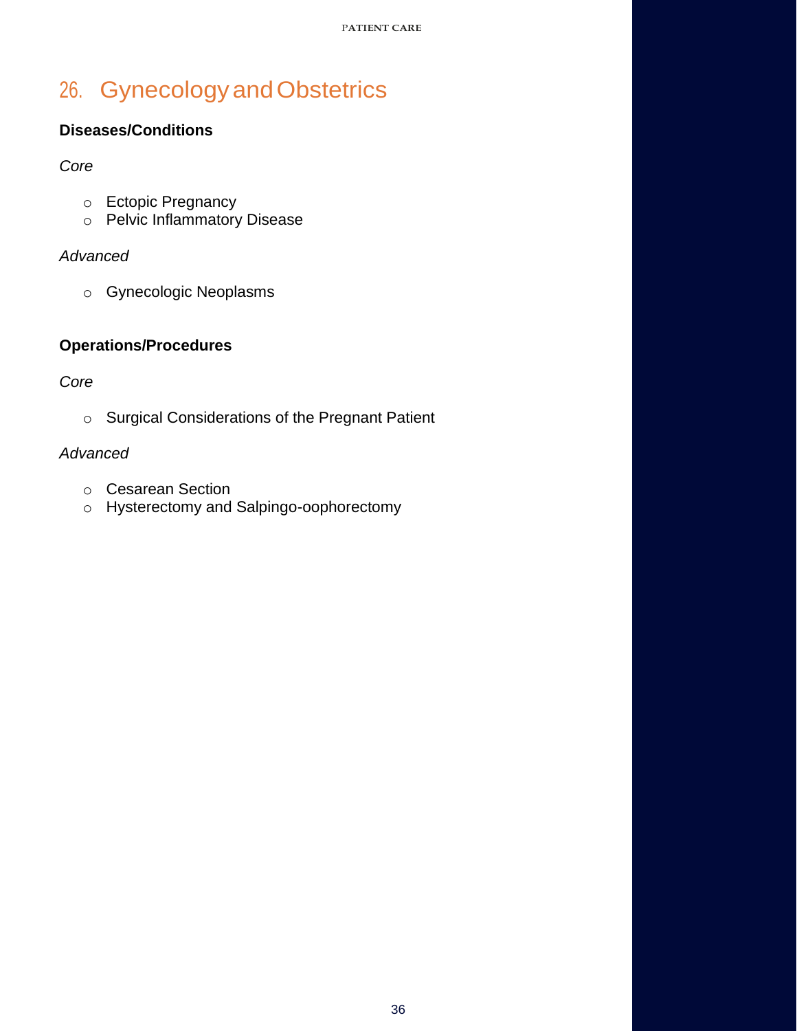# 26. Gynecology and Obstetrics

### Diseases/Conditions

*Core*

- Ectopic Pregnancy
- Pelvic Inflammatory Disease

*Advanced*

- Gynecologic Neoplasms

### Operations/Procedures

*Core*

- Surgical Considerations of the Pregnant Patient

*Advanced*

- Cesarean Section
- Hysterectomy and Salpingo-oophorectomy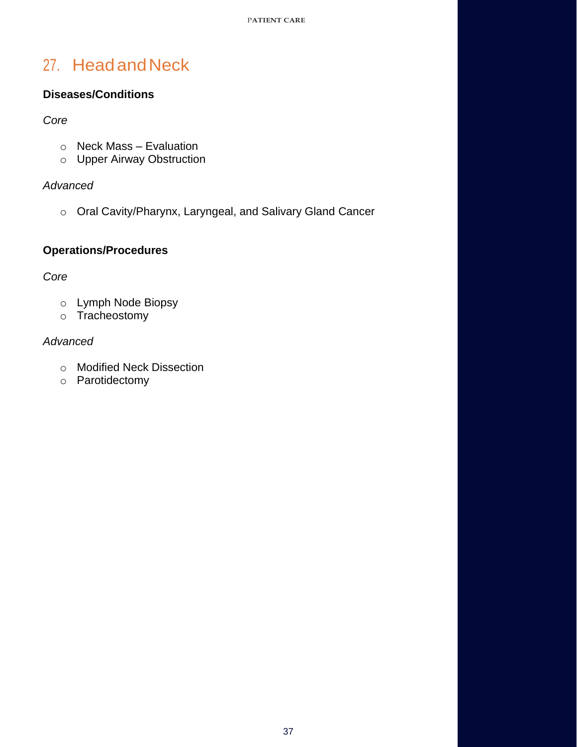# 27. Head and Neck

### Diseases/Conditions

*Core*

- Neck Mass – Evaluation
- Upper Airway Obstruction

*Advanced*

- Oral Cavity/Pharynx, Laryngeal, and Salivary Gland Cancer

### Operations/Procedures

*Core*

- Lymph Node Biopsy
- Tracheostomy

*Advanced*

- Modified Neck Dissection
- Parotidectomy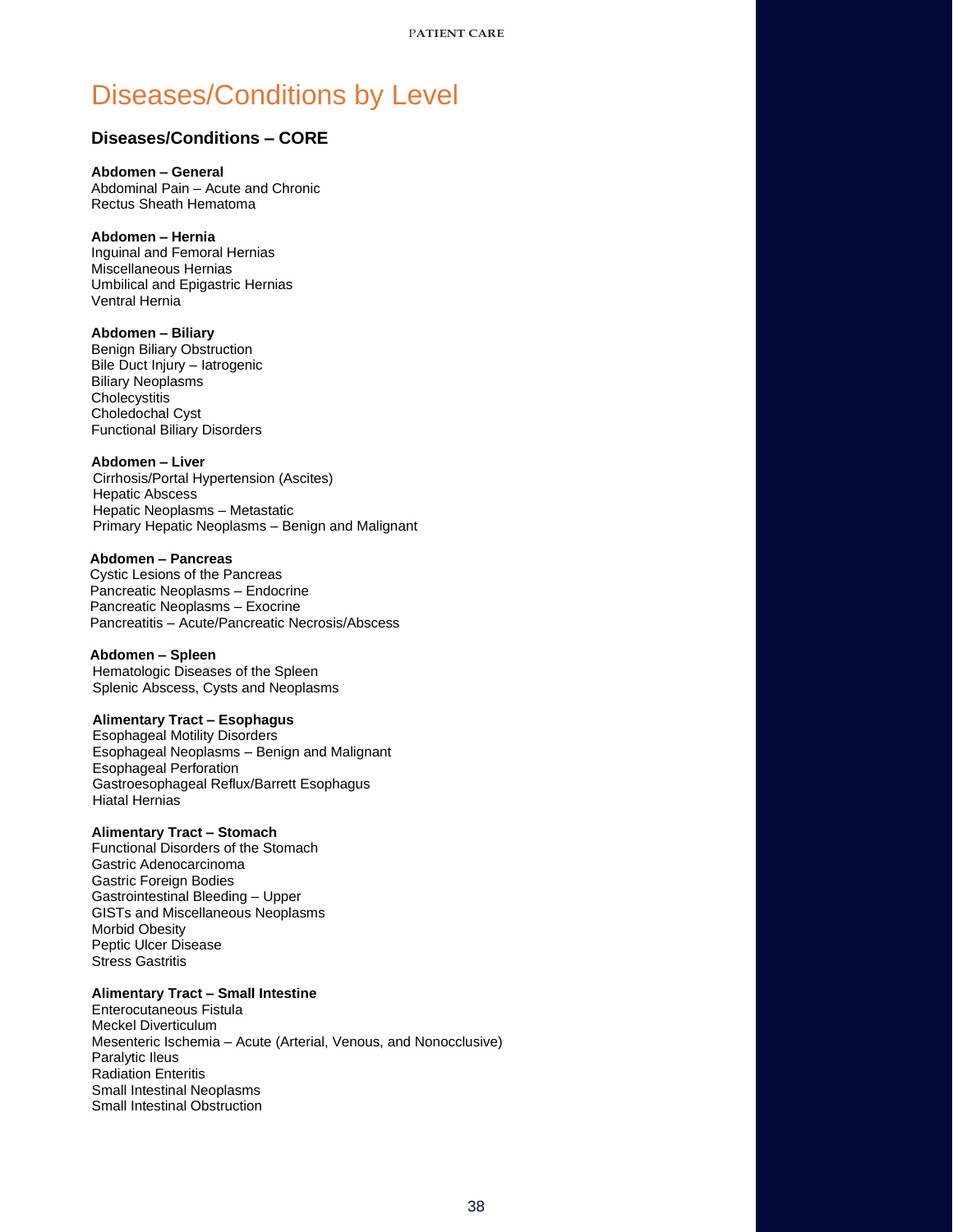# Diseases/Conditions by Level

## Diseases/Conditions – CORE

**Abdomen – General**
Abdominal Pain – Acute and Chronic
Rectus Sheath Hematoma

**Abdomen – Hernia**
Inguinal and Femoral Hernias
Miscellaneous Hernias
Umbilical and Epigastric Hernias
Ventral Hernia

**Abdomen – Biliary**
Benign Biliary Obstruction
Bile Duct Injury – Iatrogenic
Biliary Neoplasms
Cholecystitis
Choledochal Cyst
Functional Biliary Disorders

**Abdomen – Liver**
Cirrhosis/Portal Hypertension (Ascites)
Hepatic Abscess
Hepatic Neoplasms – Metastatic
Primary Hepatic Neoplasms – Benign and Malignant

**Abdomen – Pancreas**
Cystic Lesions of the Pancreas
Pancreatic Neoplasms – Endocrine
Pancreatic Neoplasms – Exocrine
Pancreatitis – Acute/Pancreatic Necrosis/Abscess

**Abdomen – Spleen**
Hematologic Diseases of the Spleen
Splenic Abscess, Cysts and Neoplasms

**Alimentary Tract – Esophagus**
Esophageal Motility Disorders
Esophageal Neoplasms – Benign and Malignant
Esophageal Perforation
Gastroesophageal Reflux/Barrett Esophagus
Hiatal Hernias

**Alimentary Tract – Stomach**
Functional Disorders of the Stomach
Gastric Adenocarcinoma
Gastric Foreign Bodies
Gastrointestinal Bleeding – Upper
GISTs and Miscellaneous Neoplasms
Morbid Obesity
Peptic Ulcer Disease
Stress Gastritis

**Alimentary Tract – Small Intestine**
Enterocutaneous Fistula
Meckel Diverticulum
Mesenteric Ischemia – Acute (Arterial, Venous, and Nonocclusive)
Paralytic Ileus
Radiation Enteritis
Small Intestinal Neoplasms
Small Intestinal Obstruction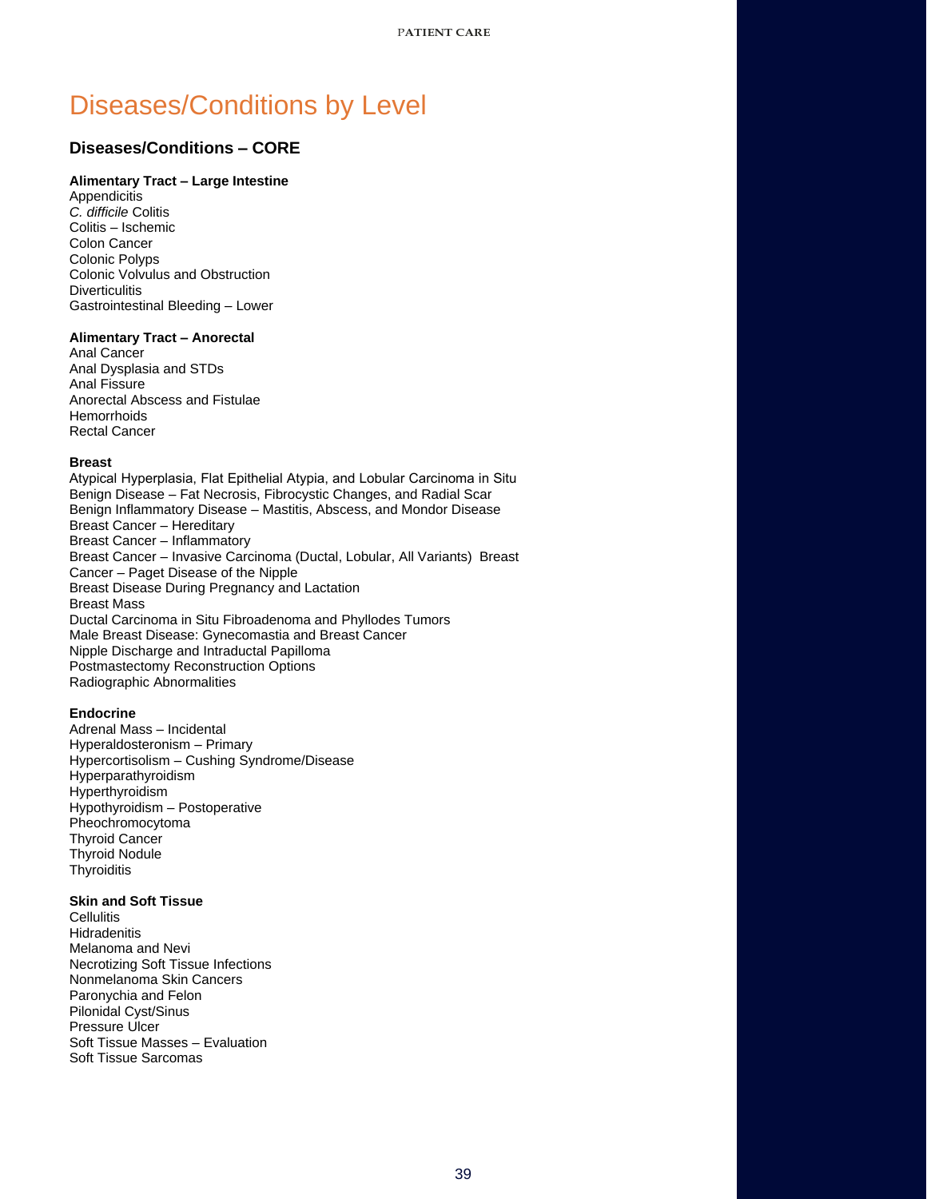# Diseases/Conditions by Level

## Diseases/Conditions – CORE

**Alimentary Tract – Large Intestine**

Appendicitis
*C. difficile* Colitis
Colitis – Ischemic
Colon Cancer
Colonic Polyps
Colonic Volvulus and Obstruction
Diverticulitis
Gastrointestinal Bleeding – Lower

**Alimentary Tract – Anorectal**

Anal Cancer
Anal Dysplasia and STDs
Anal Fissure
Anorectal Abscess and Fistulae
Hemorrhoids
Rectal Cancer

**Breast**

Atypical Hyperplasia, Flat Epithelial Atypia, and Lobular Carcinoma in Situ
Benign Disease – Fat Necrosis, Fibrocystic Changes, and Radial Scar
Benign Inflammatory Disease – Mastitis, Abscess, and Mondor Disease
Breast Cancer – Hereditary
Breast Cancer – Inflammatory
Breast Cancer – Invasive Carcinoma (Ductal, Lobular, All Variants)
Breast Cancer – Paget Disease of the Nipple
Breast Disease During Pregnancy and Lactation
Breast Mass
Ductal Carcinoma in Situ Fibroadenoma and Phyllodes Tumors
Male Breast Disease: Gynecomastia and Breast Cancer
Nipple Discharge and Intraductal Papilloma
Postmastectomy Reconstruction Options
Radiographic Abnormalities

**Endocrine**

Adrenal Mass – Incidental
Hyperaldosteronism – Primary
Hypercortisolism – Cushing Syndrome/Disease
Hyperparathyroidism
Hyperthyroidism
Hypothyroidism – Postoperative
Pheochromocytoma
Thyroid Cancer
Thyroid Nodule
Thyroiditis

**Skin and Soft Tissue**

Cellulitis
Hidradenitis
Melanoma and Nevi
Necrotizing Soft Tissue Infections
Nonmelanoma Skin Cancers
Paronychia and Felon
Pilonidal Cyst/Sinus
Pressure Ulcer
Soft Tissue Masses – Evaluation
Soft Tissue Sarcomas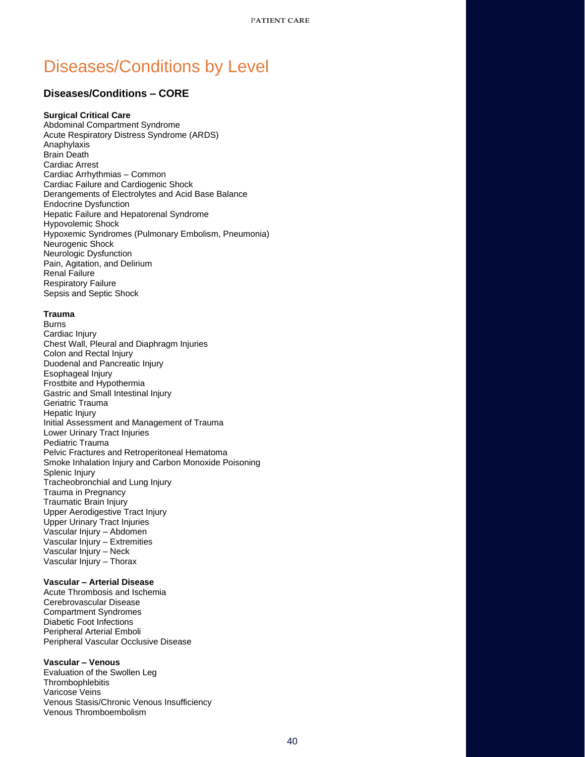# Diseases/Conditions by Level

## Diseases/Conditions – CORE

**Surgical Critical Care**

Abdominal Compartment Syndrome
Acute Respiratory Distress Syndrome (ARDS)
Anaphylaxis
Brain Death
Cardiac Arrest
Cardiac Arrhythmias – Common
Cardiac Failure and Cardiogenic Shock
Derangements of Electrolytes and Acid Base Balance
Endocrine Dysfunction
Hepatic Failure and Hepatorenal Syndrome
Hypovolemic Shock
Hypoxemic Syndromes (Pulmonary Embolism, Pneumonia)
Neurogenic Shock
Neurologic Dysfunction
Pain, Agitation, and Delirium
Renal Failure
Respiratory Failure
Sepsis and Septic Shock

**Trauma**

Burns
Cardiac Injury
Chest Wall, Pleural and Diaphragm Injuries
Colon and Rectal Injury
Duodenal and Pancreatic Injury
Esophageal Injury
Frostbite and Hypothermia
Gastric and Small Intestinal Injury
Geriatric Trauma
Hepatic Injury
Initial Assessment and Management of Trauma
Lower Urinary Tract Injuries
Pediatric Trauma
Pelvic Fractures and Retroperitoneal Hematoma
Smoke Inhalation Injury and Carbon Monoxide Poisoning
Splenic Injury
Tracheobronchial and Lung Injury
Trauma in Pregnancy
Traumatic Brain Injury
Upper Aerodigestive Tract Injury
Upper Urinary Tract Injuries
Vascular Injury – Abdomen
Vascular Injury – Extremities
Vascular Injury – Neck
Vascular Injury – Thorax

**Vascular – Arterial Disease**

Acute Thrombosis and Ischemia
Cerebrovascular Disease
Compartment Syndromes
Diabetic Foot Infections
Peripheral Arterial Emboli
Peripheral Vascular Occlusive Disease

**Vascular – Venous**

Evaluation of the Swollen Leg
Thrombophlebitis
Varicose Veins
Venous Stasis/Chronic Venous Insufficiency
Venous Thromboembolism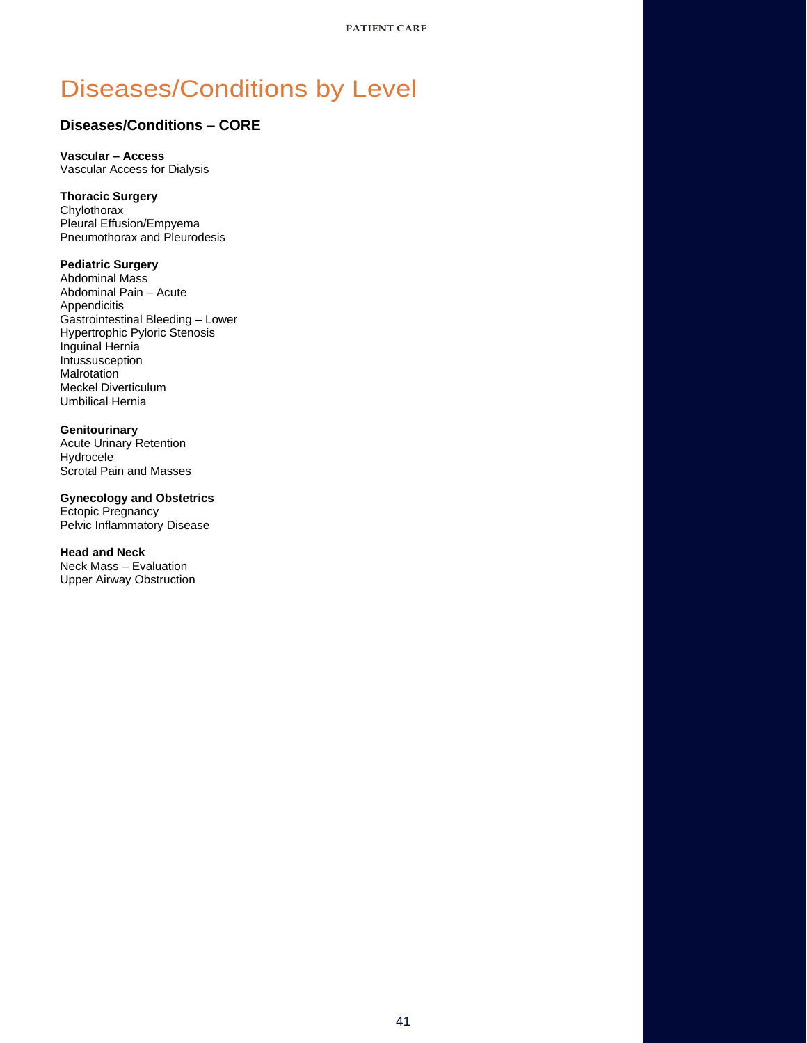# Diseases/Conditions by Level

## Diseases/Conditions – CORE

**Vascular – Access**
Vascular Access for Dialysis

**Thoracic Surgery**
Chylothorax
Pleural Effusion/Empyema
Pneumothorax and Pleurodesis

**Pediatric Surgery**
Abdominal Mass
Abdominal Pain – Acute
Appendicitis
Gastrointestinal Bleeding – Lower
Hypertrophic Pyloric Stenosis
Inguinal Hernia
Intussusception
Malrotation
Meckel Diverticulum
Umbilical Hernia

**Genitourinary**
Acute Urinary Retention
Hydrocele
Scrotal Pain and Masses

**Gynecology and Obstetrics**
Ectopic Pregnancy
Pelvic Inflammatory Disease

**Head and Neck**
Neck Mass – Evaluation
Upper Airway Obstruction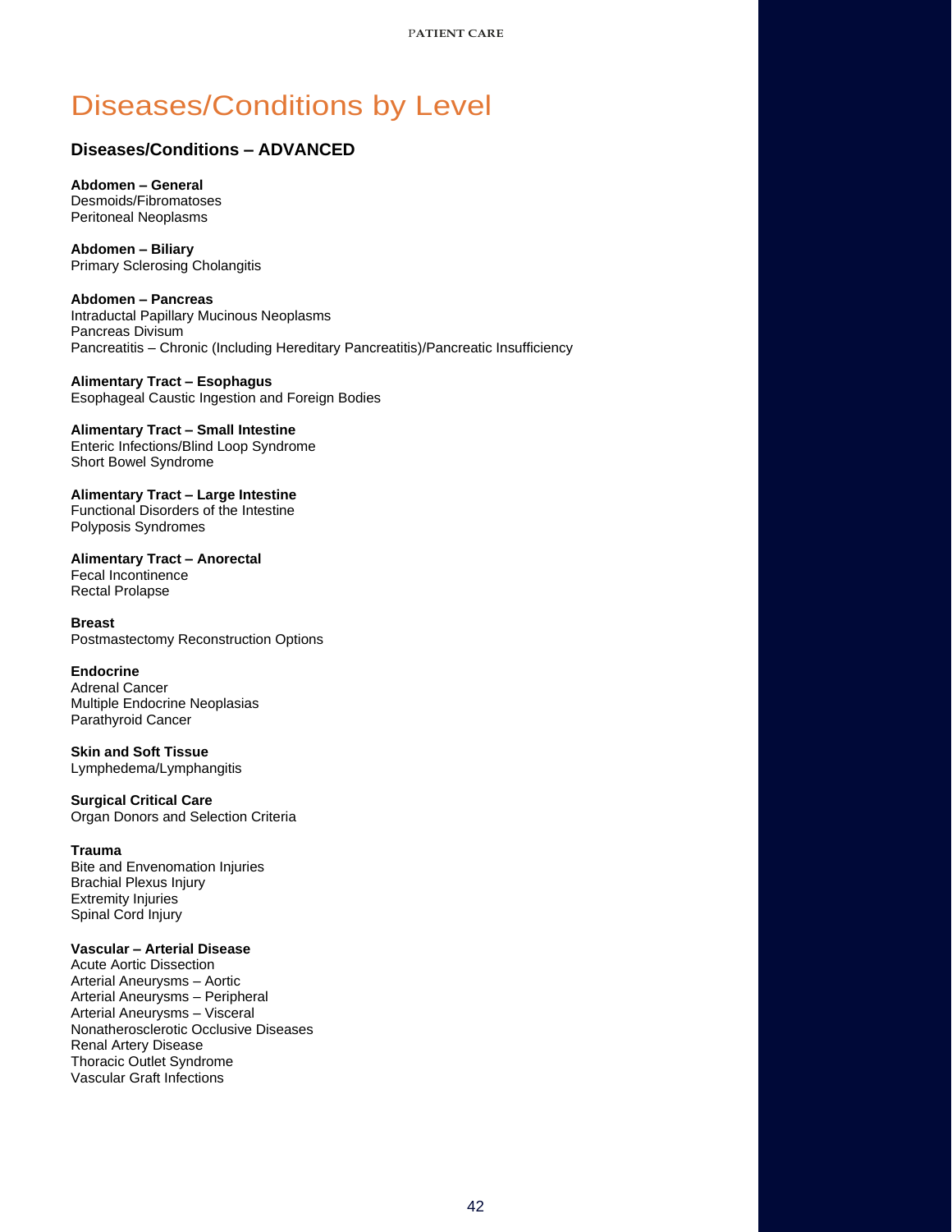# Diseases/Conditions by Level

## Diseases/Conditions – ADVANCED

**Abdomen – General**
Desmoids/Fibromatoses
Peritoneal Neoplasms

**Abdomen – Biliary**
Primary Sclerosing Cholangitis

**Abdomen – Pancreas**
Intraductal Papillary Mucinous Neoplasms
Pancreas Divisum
Pancreatitis – Chronic (Including Hereditary Pancreatitis)/Pancreatic Insufficiency

**Alimentary Tract – Esophagus**
Esophageal Caustic Ingestion and Foreign Bodies

**Alimentary Tract – Small Intestine**
Enteric Infections/Blind Loop Syndrome
Short Bowel Syndrome

**Alimentary Tract – Large Intestine**
Functional Disorders of the Intestine
Polyposis Syndromes

**Alimentary Tract – Anorectal**
Fecal Incontinence
Rectal Prolapse

**Breast**
Postmastectomy Reconstruction Options

**Endocrine**
Adrenal Cancer
Multiple Endocrine Neoplasias
Parathyroid Cancer

**Skin and Soft Tissue**
Lymphedema/Lymphangitis

**Surgical Critical Care**
Organ Donors and Selection Criteria

**Trauma**
Bite and Envenomation Injuries
Brachial Plexus Injury
Extremity Injuries
Spinal Cord Injury

**Vascular – Arterial Disease**
Acute Aortic Dissection
Arterial Aneurysms – Aortic
Arterial Aneurysms – Peripheral
Arterial Aneurysms – Visceral
Nonatherosclerotic Occlusive Diseases
Renal Artery Disease
Thoracic Outlet Syndrome
Vascular Graft Infections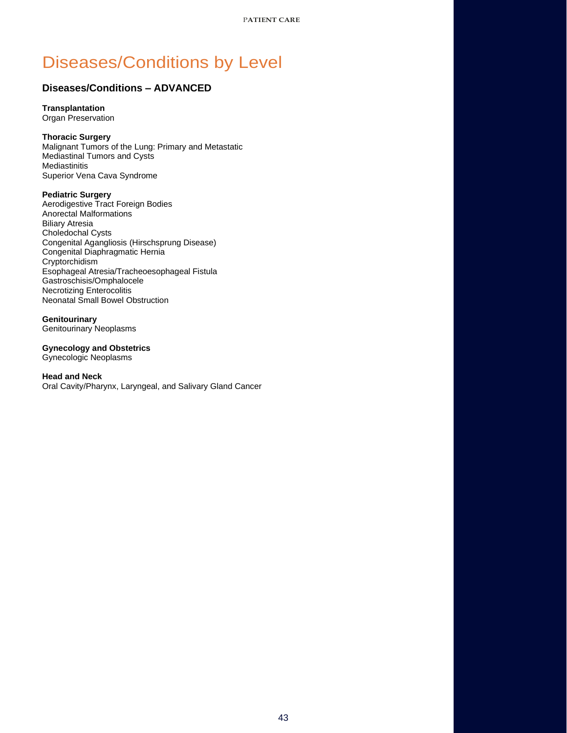# Diseases/Conditions by Level

## Diseases/Conditions – ADVANCED

**Transplantation**
Organ Preservation

**Thoracic Surgery**
Malignant Tumors of the Lung: Primary and Metastatic
Mediastinal Tumors and Cysts
Mediastinitis
Superior Vena Cava Syndrome

**Pediatric Surgery**
Aerodigestive Tract Foreign Bodies
Anorectal Malformations
Biliary Atresia
Choledochal Cysts
Congenital Agangliosis (Hirschsprung Disease)
Congenital Diaphragmatic Hernia
Cryptorchidism
Esophageal Atresia/Tracheoesophageal Fistula
Gastroschisis/Omphalocele
Necrotizing Enterocolitis
Neonatal Small Bowel Obstruction

**Genitourinary**
Genitourinary Neoplasms

**Gynecology and Obstetrics**
Gynecologic Neoplasms

**Head and Neck**
Oral Cavity/Pharynx, Laryngeal, and Salivary Gland Cancer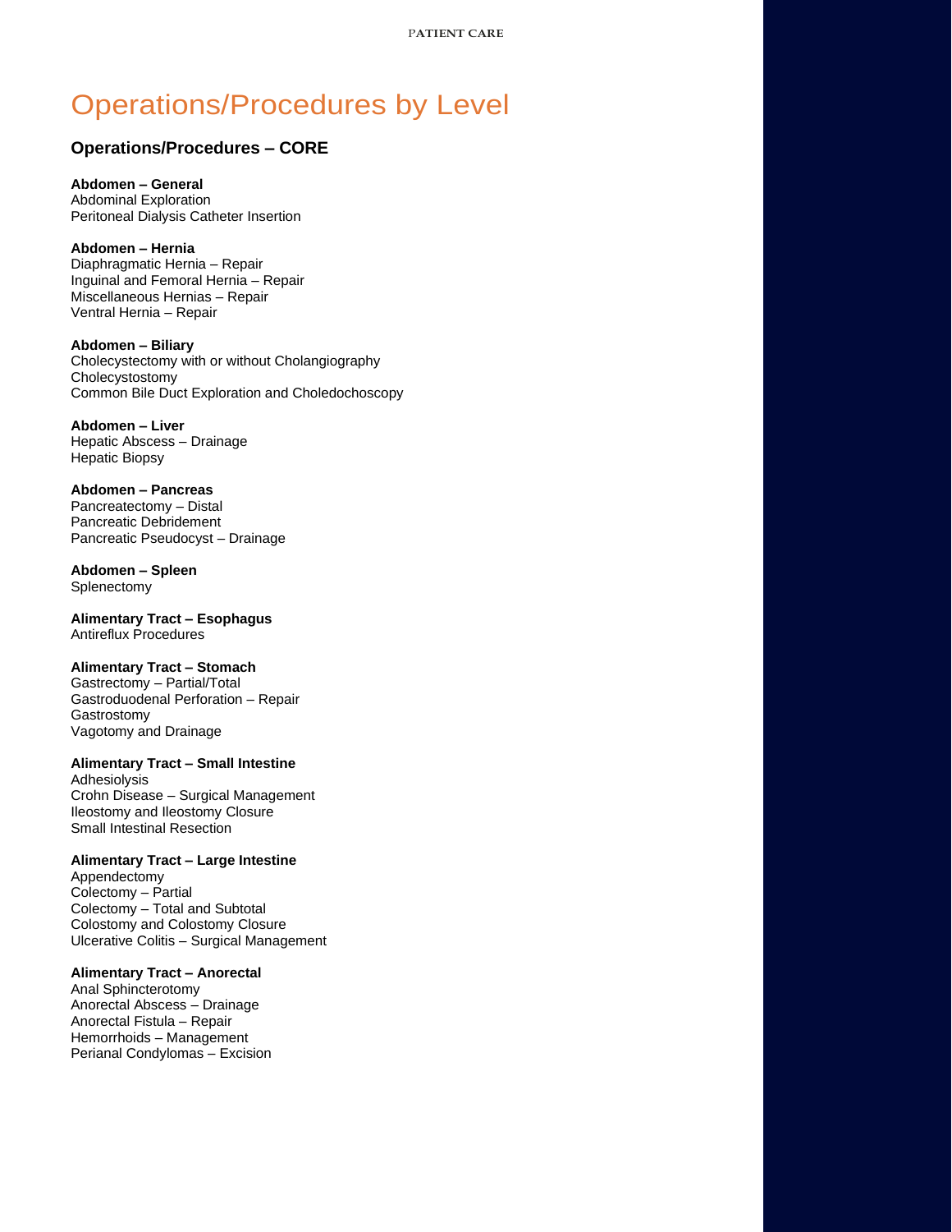# Operations/Procedures by Level

## Operations/Procedures – CORE

**Abdomen – General**
Abdominal Exploration
Peritoneal Dialysis Catheter Insertion

**Abdomen – Hernia**
Diaphragmatic Hernia – Repair
Inguinal and Femoral Hernia – Repair
Miscellaneous Hernias – Repair
Ventral Hernia – Repair

**Abdomen – Biliary**
Cholecystectomy with or without Cholangiography
Cholecystostomy
Common Bile Duct Exploration and Choledochoscopy

**Abdomen – Liver**
Hepatic Abscess – Drainage
Hepatic Biopsy

**Abdomen – Pancreas**
Pancreatectomy – Distal
Pancreatic Debridement
Pancreatic Pseudocyst – Drainage

**Abdomen – Spleen**
Splenectomy

**Alimentary Tract – Esophagus**
Antireflux Procedures

**Alimentary Tract – Stomach**
Gastrectomy – Partial/Total
Gastroduodenal Perforation – Repair
Gastrostomy
Vagotomy and Drainage

**Alimentary Tract – Small Intestine**
Adhesiolysis
Crohn Disease – Surgical Management
Ileostomy and Ileostomy Closure
Small Intestinal Resection

**Alimentary Tract – Large Intestine**
Appendectomy
Colectomy – Partial
Colectomy – Total and Subtotal
Colostomy and Colostomy Closure
Ulcerative Colitis – Surgical Management

**Alimentary Tract – Anorectal**
Anal Sphincterotomy
Anorectal Abscess – Drainage
Anorectal Fistula – Repair
Hemorrhoids – Management
Perianal Condylomas – Excision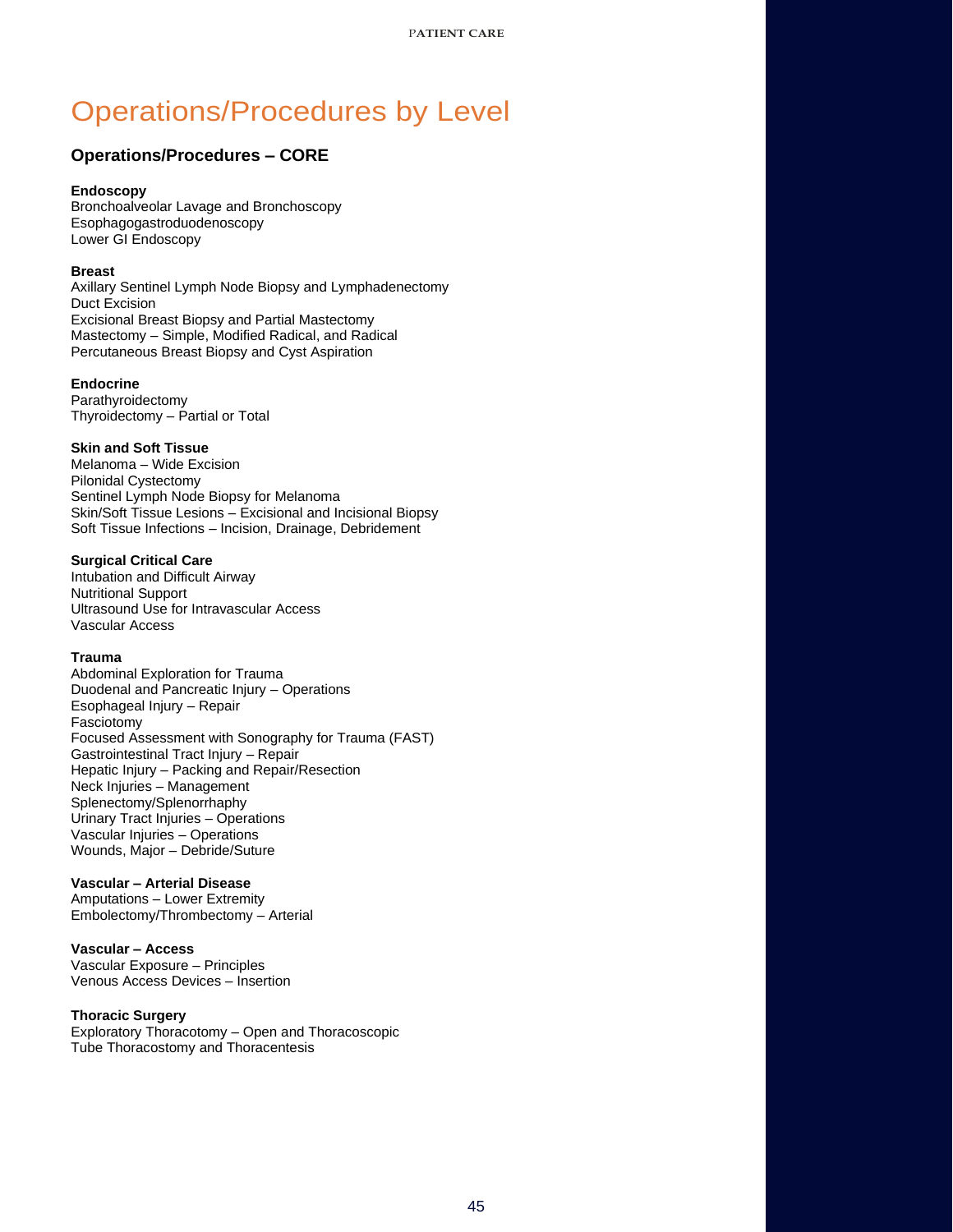# Operations/Procedures by Level

## Operations/Procedures – CORE

**Endoscopy**
Bronchoalveolar Lavage and Bronchoscopy
Esophagogastroduodenoscopy
Lower GI Endoscopy

**Breast**
Axillary Sentinel Lymph Node Biopsy and Lymphadenectomy
Duct Excision
Excisional Breast Biopsy and Partial Mastectomy
Mastectomy – Simple, Modified Radical, and Radical
Percutaneous Breast Biopsy and Cyst Aspiration

**Endocrine**
Parathyroidectomy
Thyroidectomy – Partial or Total

**Skin and Soft Tissue**
Melanoma – Wide Excision
Pilonidal Cystectomy
Sentinel Lymph Node Biopsy for Melanoma
Skin/Soft Tissue Lesions – Excisional and Incisional Biopsy
Soft Tissue Infections – Incision, Drainage, Debridement

**Surgical Critical Care**
Intubation and Difficult Airway
Nutritional Support
Ultrasound Use for Intravascular Access
Vascular Access

**Trauma**
Abdominal Exploration for Trauma
Duodenal and Pancreatic Injury – Operations
Esophageal Injury – Repair
Fasciotomy
Focused Assessment with Sonography for Trauma (FAST)
Gastrointestinal Tract Injury – Repair
Hepatic Injury – Packing and Repair/Resection
Neck Injuries – Management
Splenectomy/Splenorrhaphy
Urinary Tract Injuries – Operations
Vascular Injuries – Operations
Wounds, Major – Debride/Suture

**Vascular – Arterial Disease**
Amputations – Lower Extremity
Embolectomy/Thrombectomy – Arterial

**Vascular – Access**
Vascular Exposure – Principles
Venous Access Devices – Insertion

**Thoracic Surgery**
Exploratory Thoracotomy – Open and Thoracoscopic
Tube Thoracostomy and Thoracentesis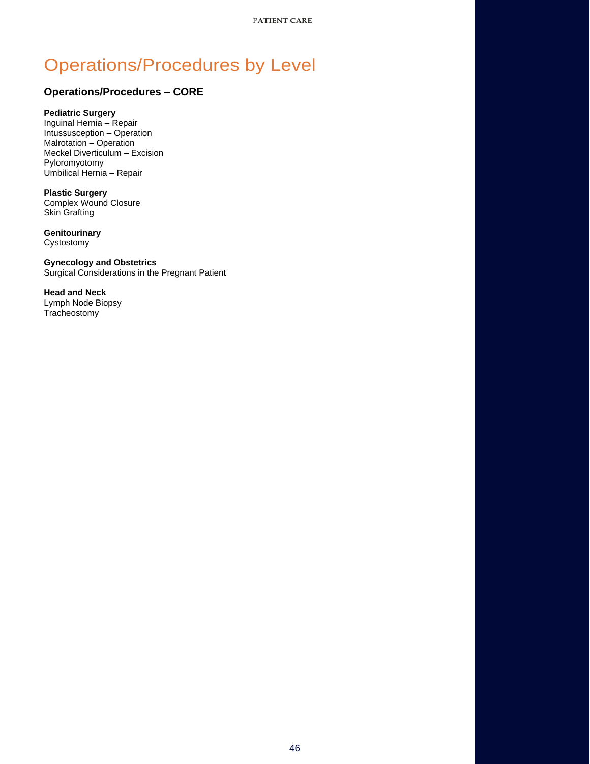# Operations/Procedures by Level

## Operations/Procedures – CORE

**Pediatric Surgery**
Inguinal Hernia – Repair
Intussusception – Operation
Malrotation – Operation
Meckel Diverticulum – Excision
Pyloromyotomy
Umbilical Hernia – Repair

**Plastic Surgery**
Complex Wound Closure
Skin Grafting

**Genitourinary**
Cystostomy

**Gynecology and Obstetrics**
Surgical Considerations in the Pregnant Patient

**Head and Neck**
Lymph Node Biopsy
Tracheostomy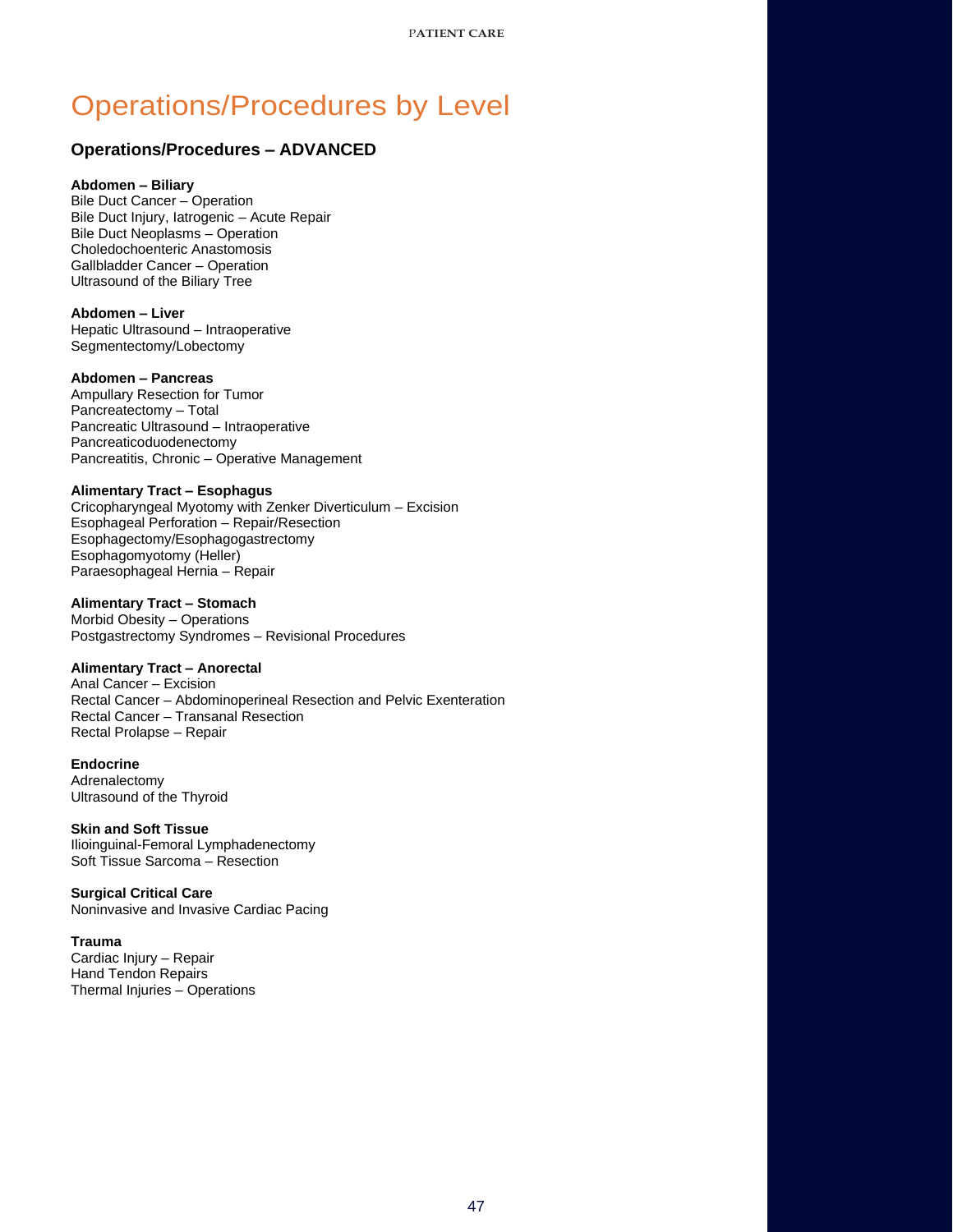# Operations/Procedures by Level

## Operations/Procedures – ADVANCED

**Abdomen – Biliary**
Bile Duct Cancer – Operation
Bile Duct Injury, Iatrogenic – Acute Repair
Bile Duct Neoplasms – Operation
Choledochoenteric Anastomosis
Gallbladder Cancer – Operation
Ultrasound of the Biliary Tree

**Abdomen – Liver**
Hepatic Ultrasound – Intraoperative
Segmentectomy/Lobectomy

**Abdomen – Pancreas**
Ampullary Resection for Tumor
Pancreatectomy – Total
Pancreatic Ultrasound – Intraoperative
Pancreaticoduodenectomy
Pancreatitis, Chronic – Operative Management

**Alimentary Tract – Esophagus**
Cricopharyngeal Myotomy with Zenker Diverticulum – Excision
Esophageal Perforation – Repair/Resection
Esophagectomy/Esophagogastrectomy
Esophagomyotomy (Heller)
Paraesophageal Hernia – Repair

**Alimentary Tract – Stomach**
Morbid Obesity – Operations
Postgastrectomy Syndromes – Revisional Procedures

**Alimentary Tract – Anorectal**
Anal Cancer – Excision
Rectal Cancer – Abdominoperineal Resection and Pelvic Exenteration
Rectal Cancer – Transanal Resection
Rectal Prolapse – Repair

**Endocrine**
Adrenalectomy
Ultrasound of the Thyroid

**Skin and Soft Tissue**
Ilioinguinal-Femoral Lymphadenectomy
Soft Tissue Sarcoma – Resection

**Surgical Critical Care**
Noninvasive and Invasive Cardiac Pacing

**Trauma**
Cardiac Injury – Repair
Hand Tendon Repairs
Thermal Injuries – Operations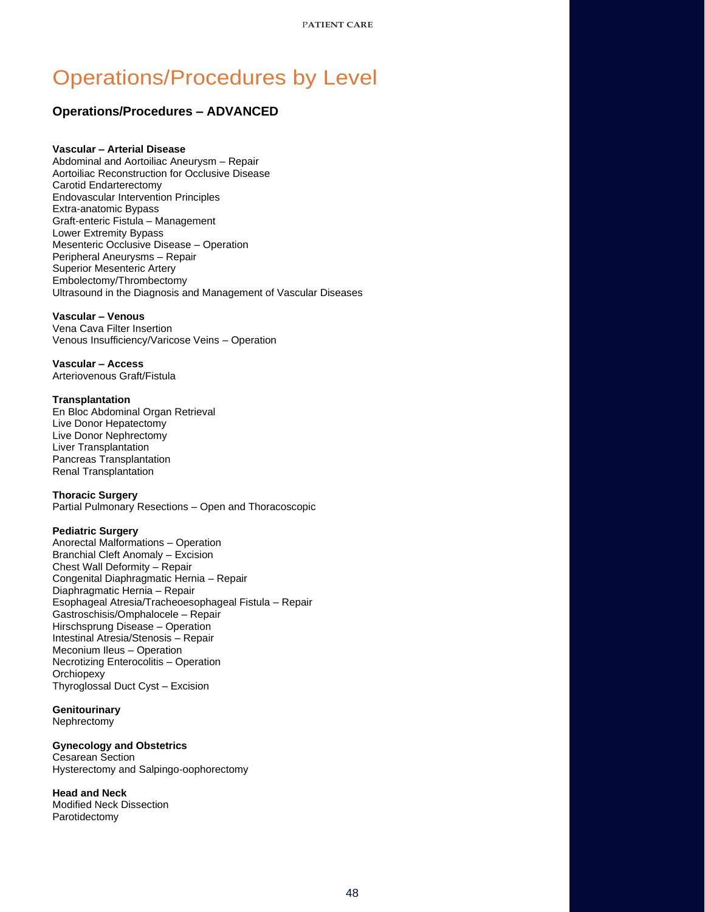# Operations/Procedures by Level

## Operations/Procedures – ADVANCED

**Vascular – Arterial Disease**
Abdominal and Aortoiliac Aneurysm – Repair
Aortoiliac Reconstruction for Occlusive Disease
Carotid Endarterectomy
Endovascular Intervention Principles
Extra-anatomic Bypass
Graft-enteric Fistula – Management
Lower Extremity Bypass
Mesenteric Occlusive Disease – Operation
Peripheral Aneurysms – Repair
Superior Mesenteric Artery
Embolectomy/Thrombectomy
Ultrasound in the Diagnosis and Management of Vascular Diseases

**Vascular – Venous**
Vena Cava Filter Insertion
Venous Insufficiency/Varicose Veins – Operation

**Vascular – Access**
Arteriovenous Graft/Fistula

**Transplantation**
En Bloc Abdominal Organ Retrieval
Live Donor Hepatectomy
Live Donor Nephrectomy
Liver Transplantation
Pancreas Transplantation
Renal Transplantation

**Thoracic Surgery**
Partial Pulmonary Resections – Open and Thoracoscopic

**Pediatric Surgery**
Anorectal Malformations – Operation
Branchial Cleft Anomaly – Excision
Chest Wall Deformity – Repair
Congenital Diaphragmatic Hernia – Repair
Diaphragmatic Hernia – Repair
Esophageal Atresia/Tracheoesophageal Fistula – Repair
Gastroschisis/Omphalocele – Repair
Hirschsprung Disease – Operation
Intestinal Atresia/Stenosis – Repair
Meconium Ileus – Operation
Necrotizing Enterocolitis – Operation
Orchiopexy
Thyroglossal Duct Cyst – Excision

**Genitourinary**
Nephrectomy

**Gynecology and Obstetrics**
Cesarean Section
Hysterectomy and Salpingo-oophorectomy

**Head and Neck**
Modified Neck Dissection
Parotidectomy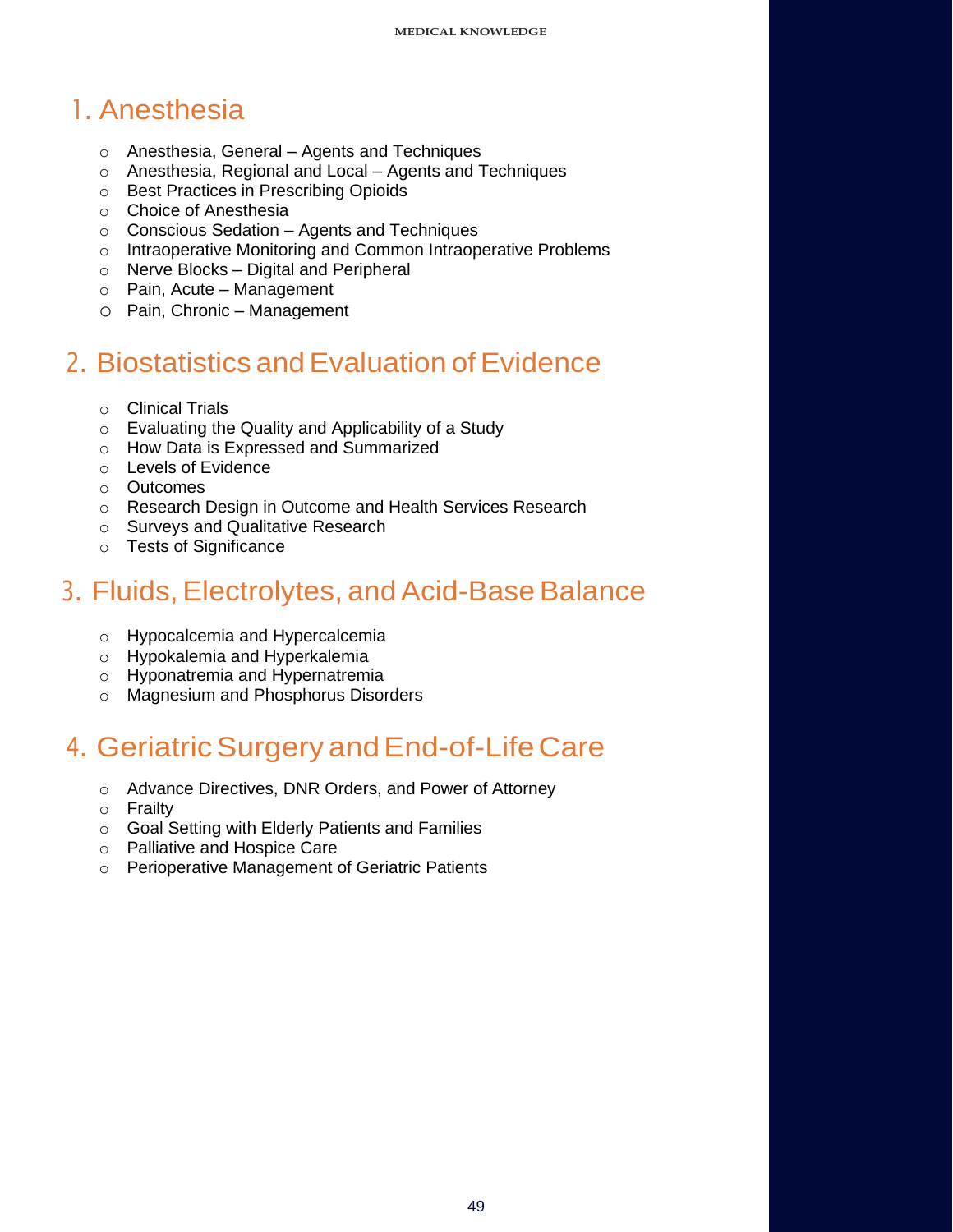## 1. Anesthesia

- Anesthesia, General – Agents and Techniques
- Anesthesia, Regional and Local – Agents and Techniques
- Best Practices in Prescribing Opioids
- Choice of Anesthesia
- Conscious Sedation – Agents and Techniques
- Intraoperative Monitoring and Common Intraoperative Problems
- Nerve Blocks – Digital and Peripheral
- Pain, Acute – Management
- Pain, Chronic – Management

## 2. Biostatistics and Evaluation of Evidence

- Clinical Trials
- Evaluating the Quality and Applicability of a Study
- How Data is Expressed and Summarized
- Levels of Evidence
- Outcomes
- Research Design in Outcome and Health Services Research
- Surveys and Qualitative Research
- Tests of Significance

## 3. Fluids, Electrolytes, and Acid-Base Balance

- Hypocalcemia and Hypercalcemia
- Hypokalemia and Hyperkalemia
- Hyponatremia and Hypernatremia
- Magnesium and Phosphorus Disorders

## 4. Geriatric Surgery and End-of-Life Care

- Advance Directives, DNR Orders, and Power of Attorney
- Frailty
- Goal Setting with Elderly Patients and Families
- Palliative and Hospice Care
- Perioperative Management of Geriatric Patients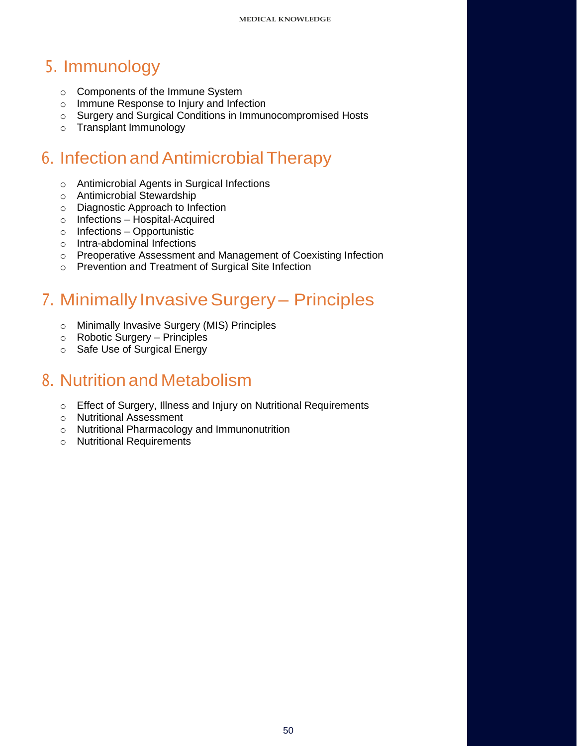## 5. Immunology

- Components of the Immune System
- Immune Response to Injury and Infection
- Surgery and Surgical Conditions in Immunocompromised Hosts
- Transplant Immunology

## 6. Infection and Antimicrobial Therapy

- Antimicrobial Agents in Surgical Infections
- Antimicrobial Stewardship
- Diagnostic Approach to Infection
- Infections – Hospital-Acquired
- Infections – Opportunistic
- Intra-abdominal Infections
- Preoperative Assessment and Management of Coexisting Infection
- Prevention and Treatment of Surgical Site Infection

## 7. Minimally Invasive Surgery – Principles

- Minimally Invasive Surgery (MIS) Principles
- Robotic Surgery – Principles
- Safe Use of Surgical Energy

## 8. Nutrition and Metabolism

- Effect of Surgery, Illness and Injury on Nutritional Requirements
- Nutritional Assessment
- Nutritional Pharmacology and Immunonutrition
- Nutritional Requirements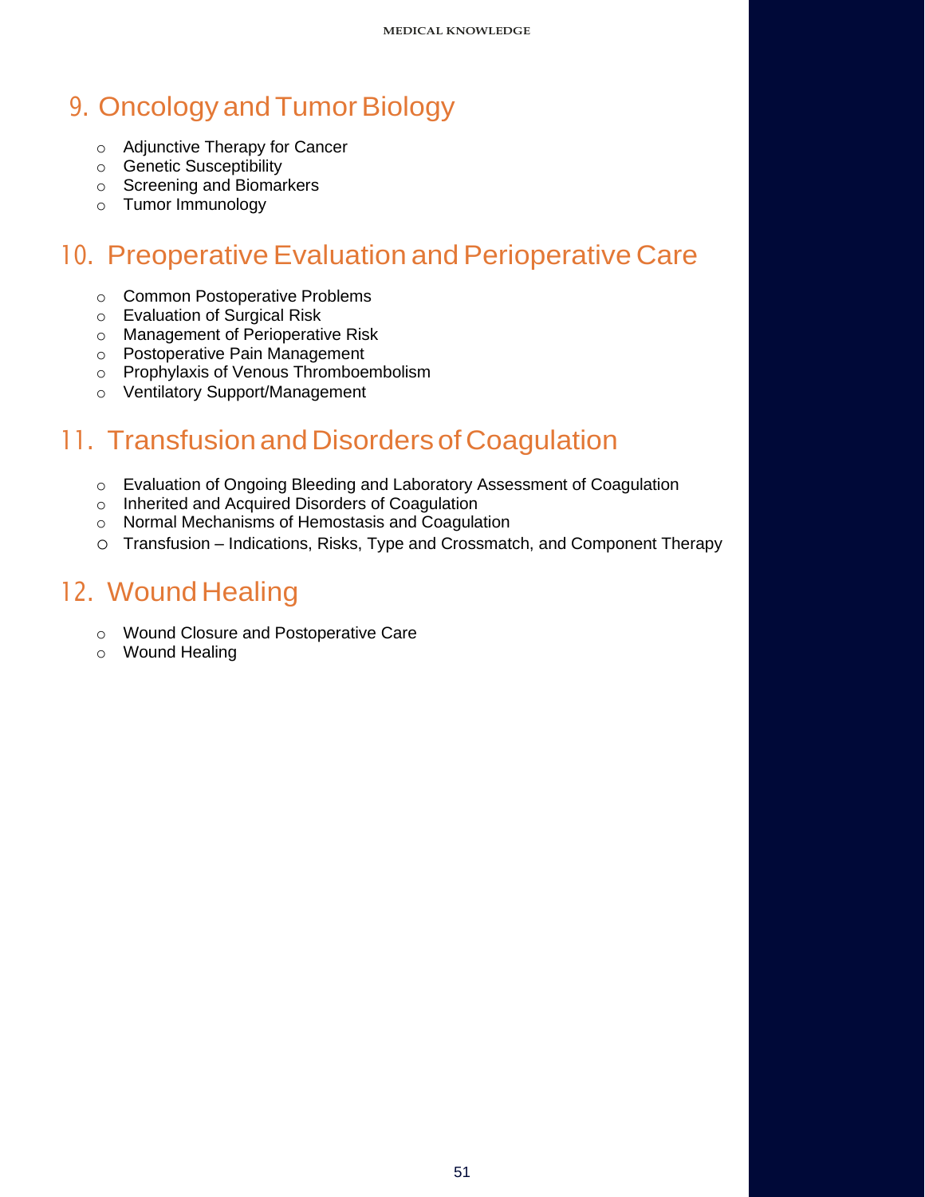## 9. Oncology and Tumor Biology

- Adjunctive Therapy for Cancer
- Genetic Susceptibility
- Screening and Biomarkers
- Tumor Immunology

## 10. Preoperative Evaluation and Perioperative Care

- Common Postoperative Problems
- Evaluation of Surgical Risk
- Management of Perioperative Risk
- Postoperative Pain Management
- Prophylaxis of Venous Thromboembolism
- Ventilatory Support/Management

## 11. Transfusion and Disorders of Coagulation

- Evaluation of Ongoing Bleeding and Laboratory Assessment of Coagulation
- Inherited and Acquired Disorders of Coagulation
- Normal Mechanisms of Hemostasis and Coagulation
- Transfusion – Indications, Risks, Type and Crossmatch, and Component Therapy

## 12. Wound Healing

- Wound Closure and Postoperative Care
- Wound Healing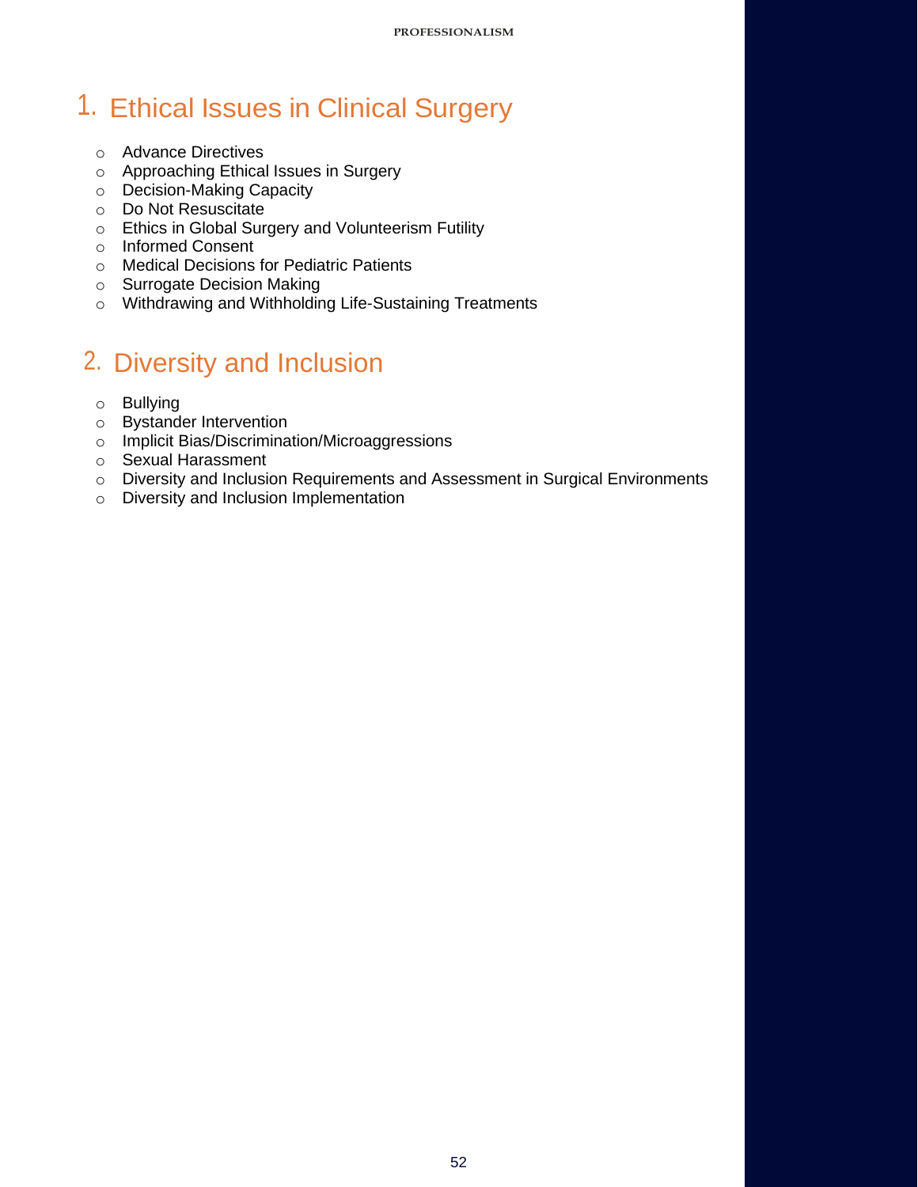## 1. Ethical Issues in Clinical Surgery

- Advance Directives
- Approaching Ethical Issues in Surgery
- Decision-Making Capacity
- Do Not Resuscitate
- Ethics in Global Surgery and Volunteerism Futility
- Informed Consent
- Medical Decisions for Pediatric Patients
- Surrogate Decision Making
- Withdrawing and Withholding Life-Sustaining Treatments

## 2. Diversity and Inclusion

- Bullying
- Bystander Intervention
- Implicit Bias/Discrimination/Microaggressions
- Sexual Harassment
- Diversity and Inclusion Requirements and Assessment in Surgical Environments
- Diversity and Inclusion Implementation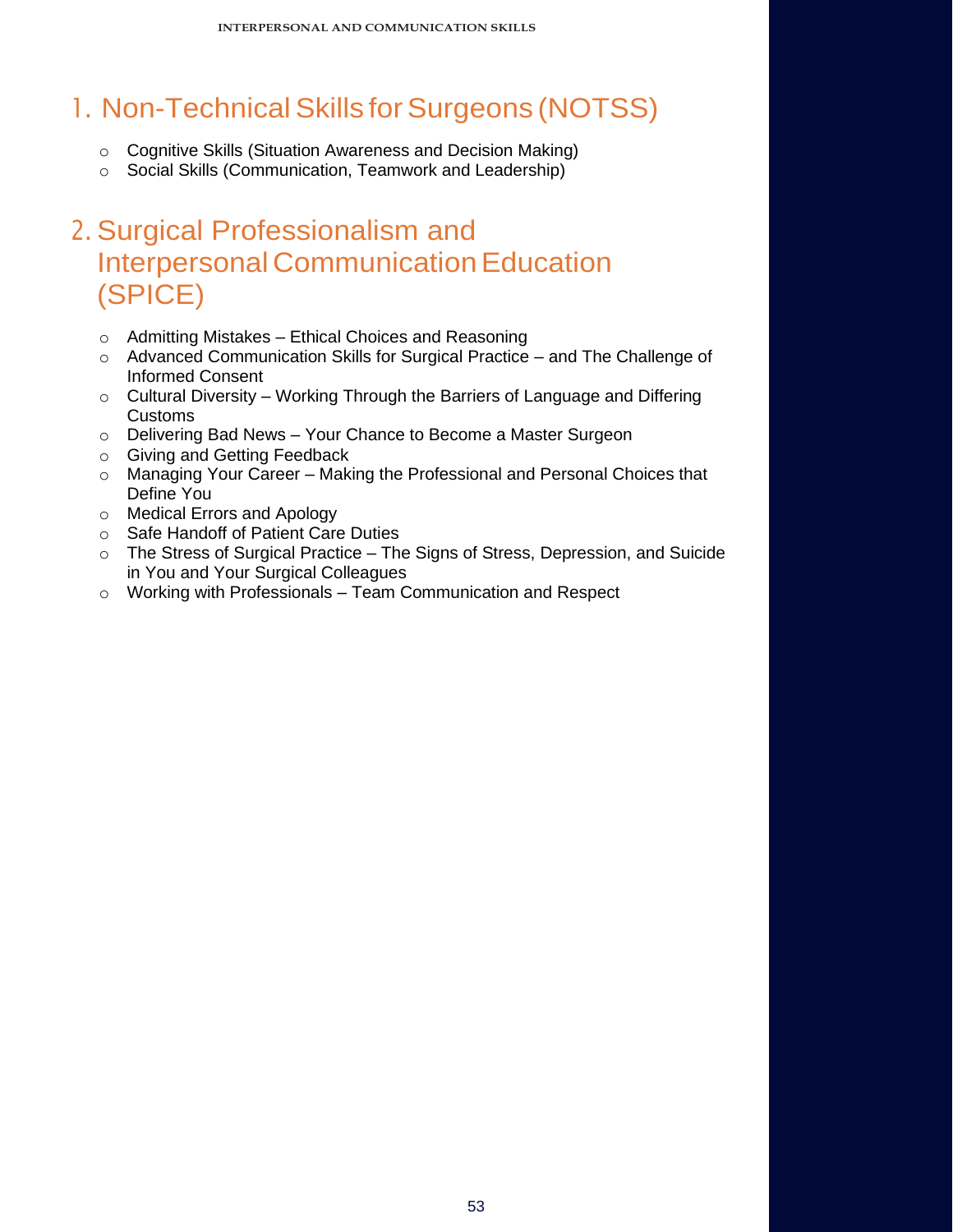## 1. Non-Technical Skills for Surgeons (NOTSS)

- Cognitive Skills (Situation Awareness and Decision Making)
- Social Skills (Communication, Teamwork and Leadership)

## 2. Surgical Professionalism and Interpersonal Communication Education (SPICE)

- Admitting Mistakes – Ethical Choices and Reasoning
- Advanced Communication Skills for Surgical Practice – and The Challenge of Informed Consent
- Cultural Diversity – Working Through the Barriers of Language and Differing Customs
- Delivering Bad News – Your Chance to Become a Master Surgeon
- Giving and Getting Feedback
- Managing Your Career – Making the Professional and Personal Choices that Define You
- Medical Errors and Apology
- Safe Handoff of Patient Care Duties
- The Stress of Surgical Practice – The Signs of Stress, Depression, and Suicide in You and Your Surgical Colleagues
- Working with Professionals – Team Communication and Respect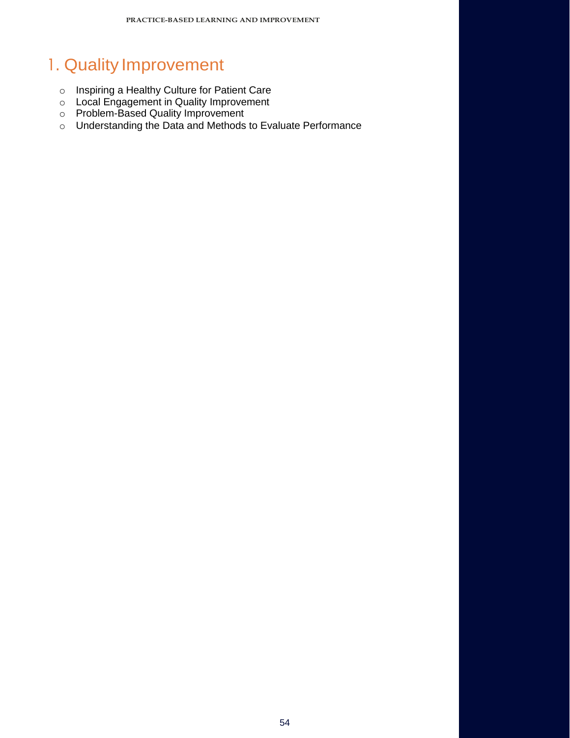# 1. Quality Improvement

- Inspiring a Healthy Culture for Patient Care
- Local Engagement in Quality Improvement
- Problem-Based Quality Improvement
- Understanding the Data and Methods to Evaluate Performance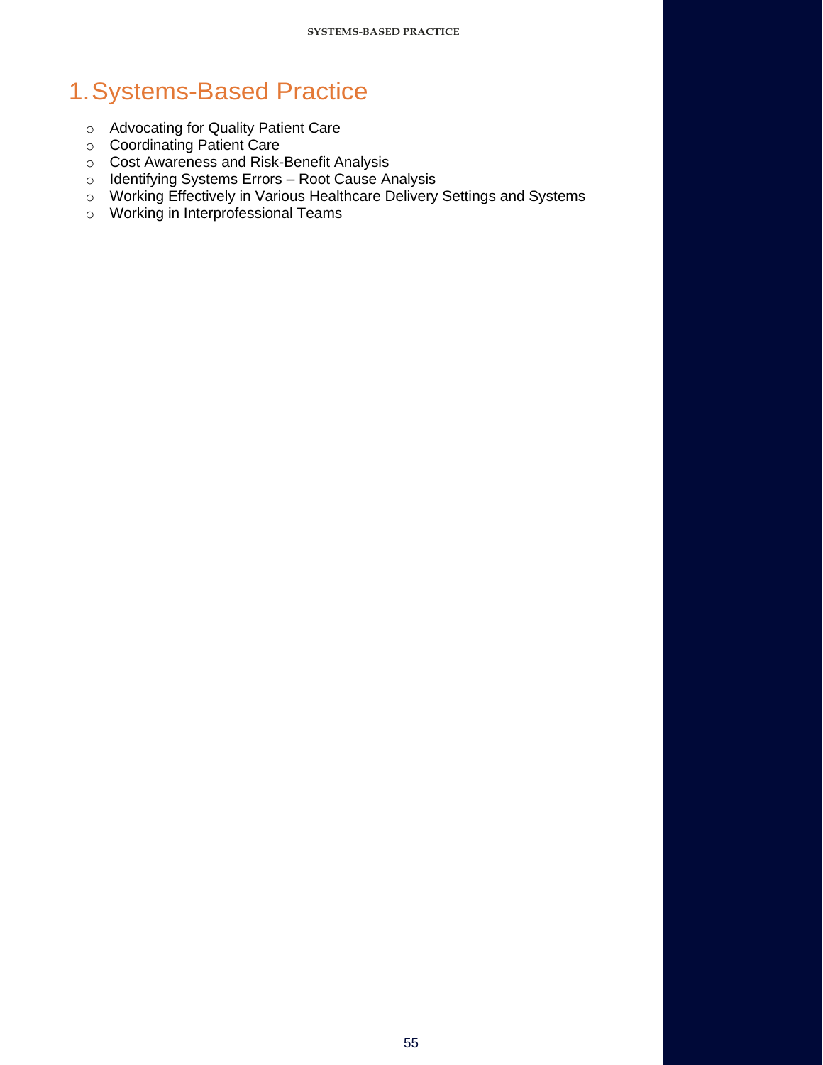# 1. Systems-Based Practice

- Advocating for Quality Patient Care
- Coordinating Patient Care
- Cost Awareness and Risk-Benefit Analysis
- Identifying Systems Errors – Root Cause Analysis
- Working Effectively in Various Healthcare Delivery Settings and Systems
- Working in Interprofessional Teams